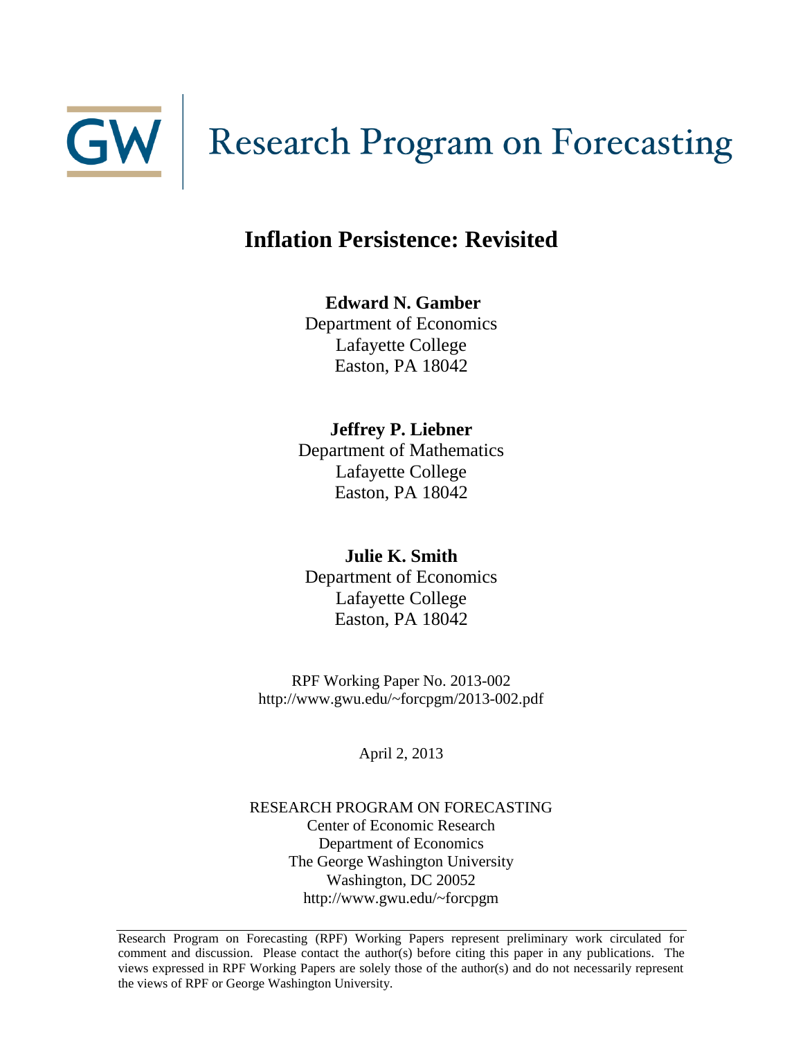GW | Research Program on Forecasting

# Inflation Persistence: Revisited

**Edward N. Gamber**
Department of Economics
Lafayette College
Easton, PA 18042

**Jeffrey P. Liebner**
Department of Mathematics
Lafayette College
Easton, PA 18042

**Julie K. Smith**
Department of Economics
Lafayette College
Easton, PA 18042

RPF Working Paper No. 2013-002
http://www.gwu.edu/~forcpgm/2013-002.pdf

April 2, 2013

RESEARCH PROGRAM ON FORECASTING
Center of Economic Research
Department of Economics
The George Washington University
Washington, DC 20052
http://www.gwu.edu/~forcpgm

---

Research Program on Forecasting (RPF) Working Papers represent preliminary work circulated for comment and discussion. Please contact the author(s) before citing this paper in any publications. The views expressed in RPF Working Papers are solely those of the author(s) and do not necessarily represent the views of RPF or George Washington University.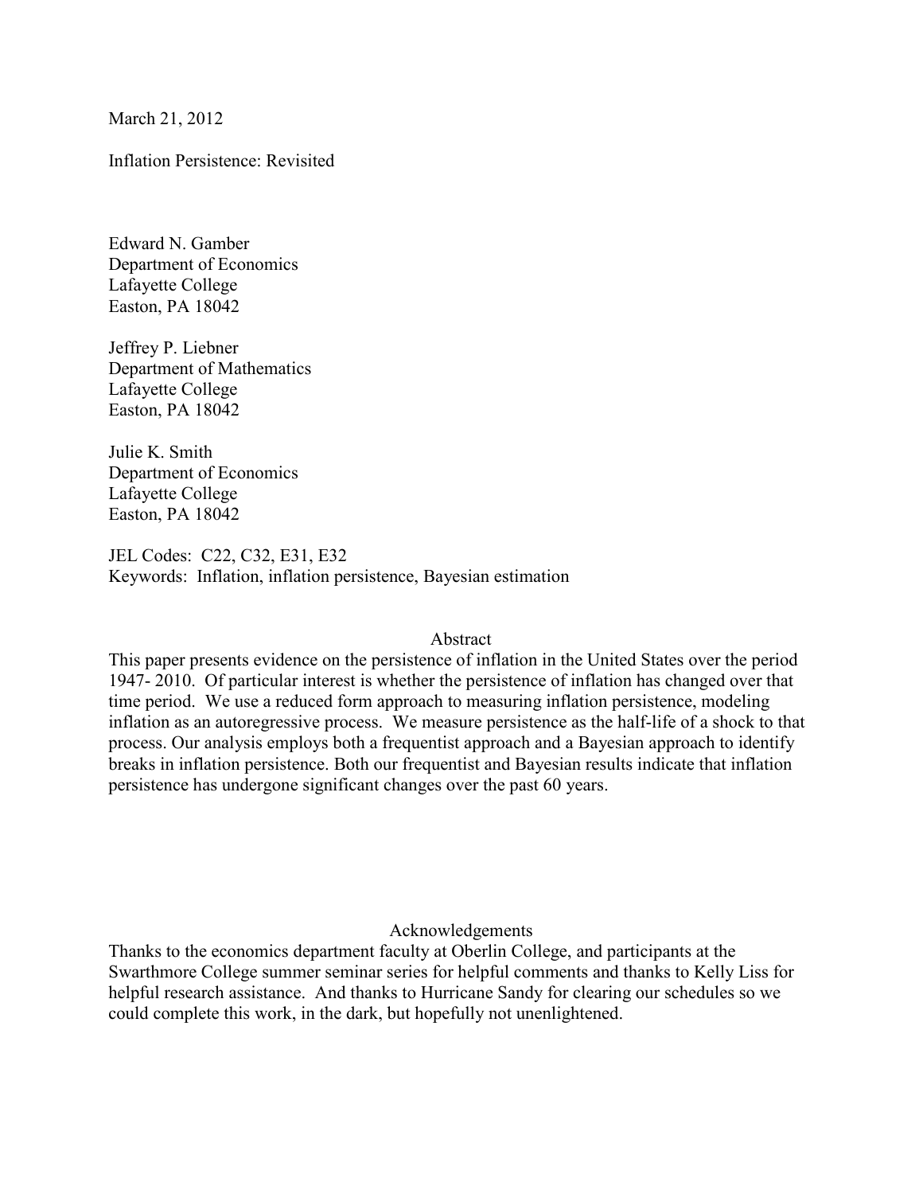March 21, 2012

Inflation Persistence: Revisited

Edward N. Gamber  
Department of Economics  
Lafayette College  
Easton, PA 18042

Jeffrey P. Liebner  
Department of Mathematics  
Lafayette College  
Easton, PA 18042

Julie K. Smith  
Department of Economics  
Lafayette College  
Easton, PA 18042

JEL Codes: C22, C32, E31, E32  
Keywords: Inflation, inflation persistence, Bayesian estimation

## Abstract

This paper presents evidence on the persistence of inflation in the United States over the period 1947- 2010. Of particular interest is whether the persistence of inflation has changed over that time period. We use a reduced form approach to measuring inflation persistence, modeling inflation as an autoregressive process. We measure persistence as the half-life of a shock to that process. Our analysis employs both a frequentist approach and a Bayesian approach to identify breaks in inflation persistence. Both our frequentist and Bayesian results indicate that inflation persistence has undergone significant changes over the past 60 years.

## Acknowledgements

Thanks to the economics department faculty at Oberlin College, and participants at the Swarthmore College summer seminar series for helpful comments and thanks to Kelly Liss for helpful research assistance. And thanks to Hurricane Sandy for clearing our schedules so we could complete this work, in the dark, but hopefully not unenlightened.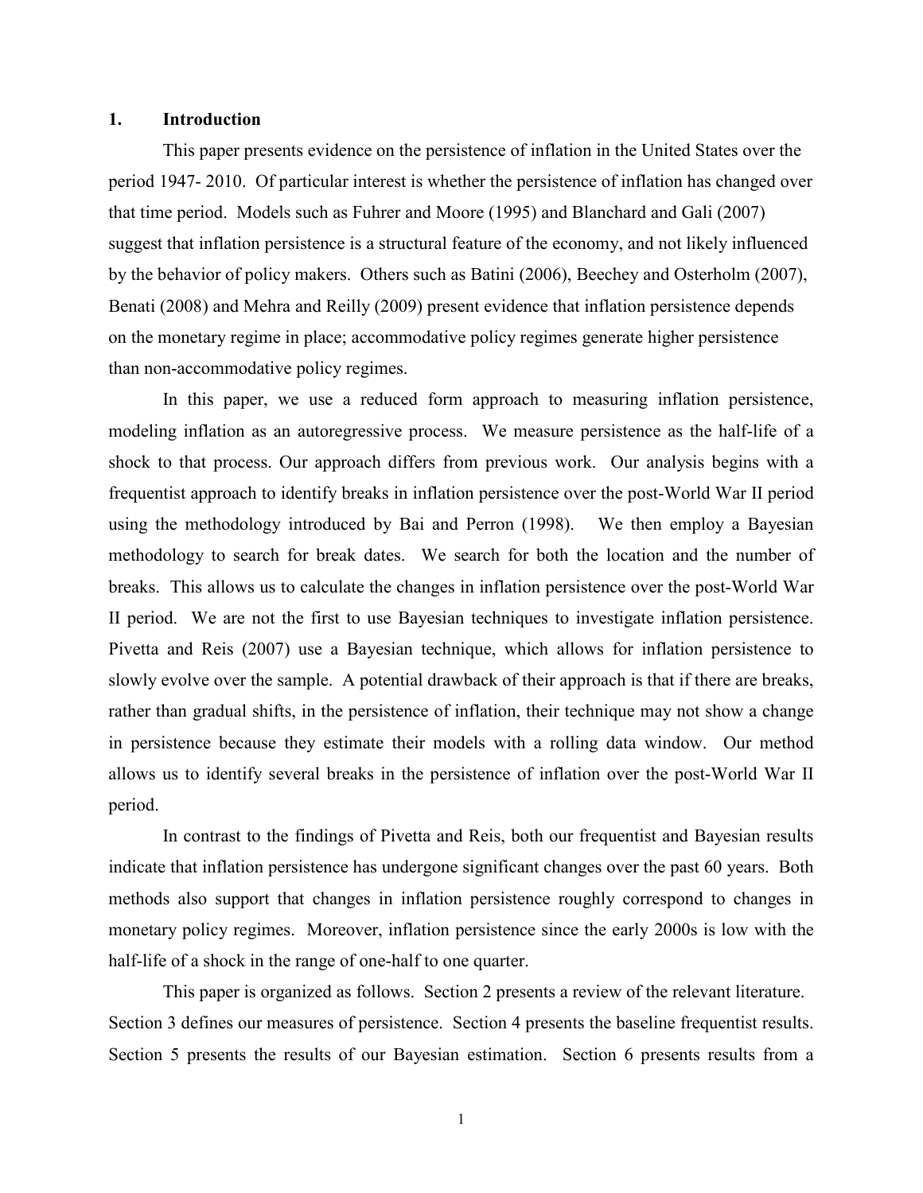## 1. Introduction

This paper presents evidence on the persistence of inflation in the United States over the period 1947- 2010. Of particular interest is whether the persistence of inflation has changed over that time period. Models such as Fuhrer and Moore (1995) and Blanchard and Gali (2007) suggest that inflation persistence is a structural feature of the economy, and not likely influenced by the behavior of policy makers. Others such as Batini (2006), Beechey and Osterholm (2007), Benati (2008) and Mehra and Reilly (2009) present evidence that inflation persistence depends on the monetary regime in place; accommodative policy regimes generate higher persistence than non-accommodative policy regimes.

In this paper, we use a reduced form approach to measuring inflation persistence, modeling inflation as an autoregressive process. We measure persistence as the half-life of a shock to that process. Our approach differs from previous work. Our analysis begins with a frequentist approach to identify breaks in inflation persistence over the post-World War II period using the methodology introduced by Bai and Perron (1998). We then employ a Bayesian methodology to search for break dates. We search for both the location and the number of breaks. This allows us to calculate the changes in inflation persistence over the post-World War II period. We are not the first to use Bayesian techniques to investigate inflation persistence. Pivetta and Reis (2007) use a Bayesian technique, which allows for inflation persistence to slowly evolve over the sample. A potential drawback of their approach is that if there are breaks, rather than gradual shifts, in the persistence of inflation, their technique may not show a change in persistence because they estimate their models with a rolling data window. Our method allows us to identify several breaks in the persistence of inflation over the post-World War II period.

In contrast to the findings of Pivetta and Reis, both our frequentist and Bayesian results indicate that inflation persistence has undergone significant changes over the past 60 years. Both methods also support that changes in inflation persistence roughly correspond to changes in monetary policy regimes. Moreover, inflation persistence since the early 2000s is low with the half-life of a shock in the range of one-half to one quarter.

This paper is organized as follows. Section 2 presents a review of the relevant literature. Section 3 defines our measures of persistence. Section 4 presents the baseline frequentist results. Section 5 presents the results of our Bayesian estimation. Section 6 presents results from a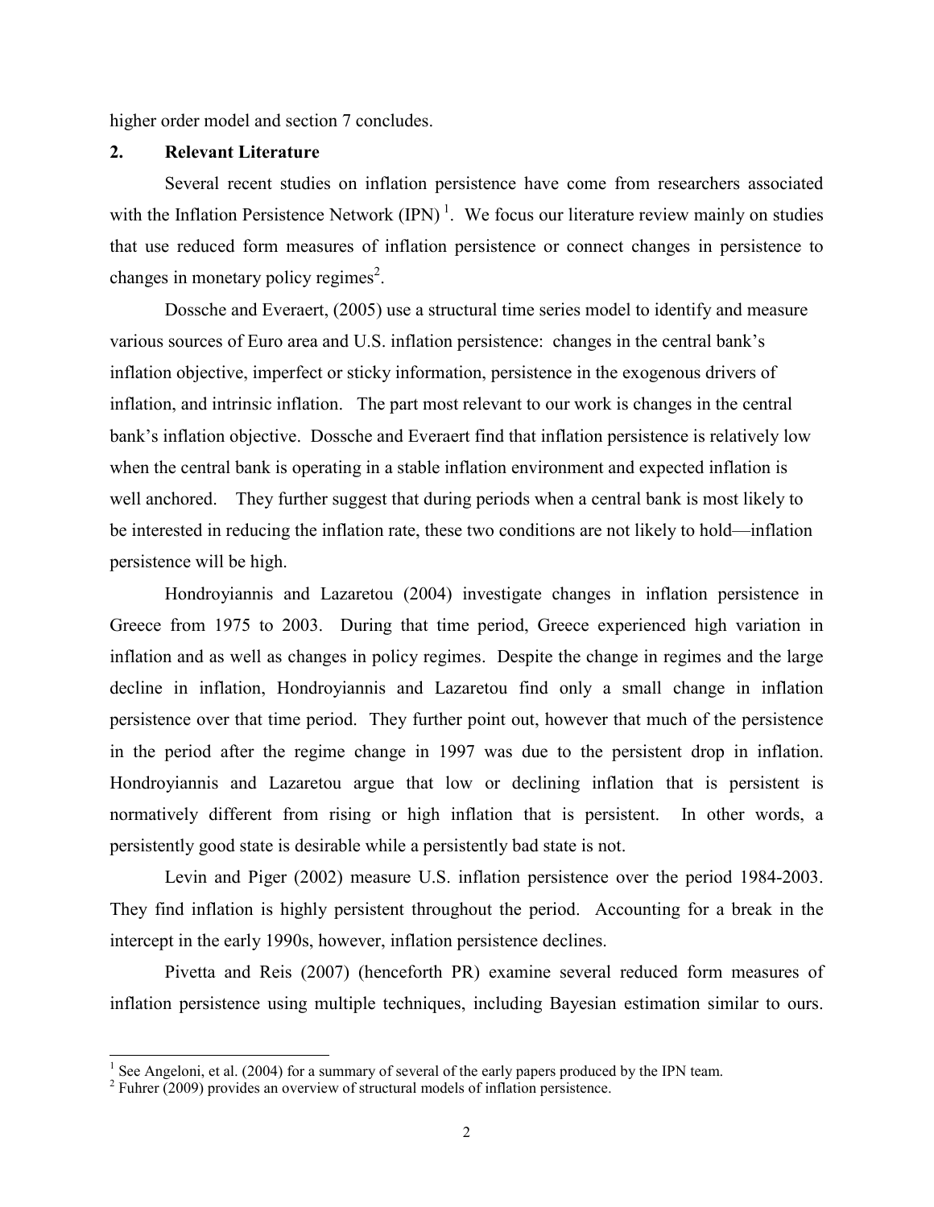higher order model and section 7 concludes.

## 2. Relevant Literature

Several recent studies on inflation persistence have come from researchers associated with the Inflation Persistence Network (IPN) [1]. We focus our literature review mainly on studies that use reduced form measures of inflation persistence or connect changes in persistence to changes in monetary policy regimes[2].

Dossche and Everaert, (2005) use a structural time series model to identify and measure various sources of Euro area and U.S. inflation persistence: changes in the central bank's inflation objective, imperfect or sticky information, persistence in the exogenous drivers of inflation, and intrinsic inflation. The part most relevant to our work is changes in the central bank's inflation objective. Dossche and Everaert find that inflation persistence is relatively low when the central bank is operating in a stable inflation environment and expected inflation is well anchored. They further suggest that during periods when a central bank is most likely to be interested in reducing the inflation rate, these two conditions are not likely to hold—inflation persistence will be high.

Hondroyiannis and Lazaretou (2004) investigate changes in inflation persistence in Greece from 1975 to 2003. During that time period, Greece experienced high variation in inflation and as well as changes in policy regimes. Despite the change in regimes and the large decline in inflation, Hondroyiannis and Lazaretou find only a small change in inflation persistence over that time period. They further point out, however that much of the persistence in the period after the regime change in 1997 was due to the persistent drop in inflation. Hondroyiannis and Lazaretou argue that low or declining inflation that is persistent is normatively different from rising or high inflation that is persistent. In other words, a persistently good state is desirable while a persistently bad state is not.

Levin and Piger (2002) measure U.S. inflation persistence over the period 1984-2003. They find inflation is highly persistent throughout the period. Accounting for a break in the intercept in the early 1990s, however, inflation persistence declines.

Pivetta and Reis (2007) (henceforth PR) examine several reduced form measures of inflation persistence using multiple techniques, including Bayesian estimation similar to ours.

[1] See Angeloni, et al. (2004) for a summary of several of the early papers produced by the IPN team.

[2] Fuhrer (2009) provides an overview of structural models of inflation persistence.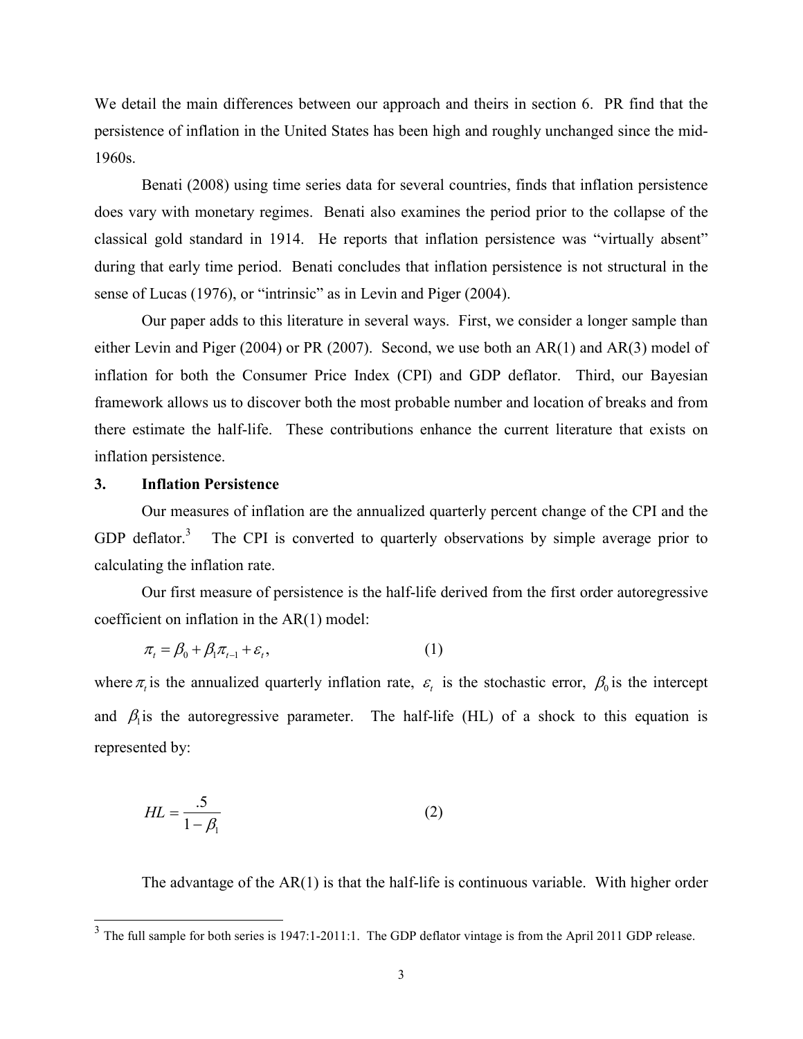We detail the main differences between our approach and theirs in section 6. PR find that the persistence of inflation in the United States has been high and roughly unchanged since the mid-1960s.

Benati (2008) using time series data for several countries, finds that inflation persistence does vary with monetary regimes. Benati also examines the period prior to the collapse of the classical gold standard in 1914. He reports that inflation persistence was "virtually absent" during that early time period. Benati concludes that inflation persistence is not structural in the sense of Lucas (1976), or "intrinsic" as in Levin and Piger (2004).

Our paper adds to this literature in several ways. First, we consider a longer sample than either Levin and Piger (2004) or PR (2007). Second, we use both an AR(1) and AR(3) model of inflation for both the Consumer Price Index (CPI) and GDP deflator. Third, our Bayesian framework allows us to discover both the most probable number and location of breaks and from there estimate the half-life. These contributions enhance the current literature that exists on inflation persistence.

## 3. Inflation Persistence

Our measures of inflation are the annualized quarterly percent change of the CPI and the GDP deflator.[3] The CPI is converted to quarterly observations by simple average prior to calculating the inflation rate.

Our first measure of persistence is the half-life derived from the first order autoregressive coefficient on inflation in the AR(1) model:

$$\pi_t = \beta_0 + \beta_1 \pi_{t-1} + \varepsilon_t, \qquad (1)$$

where $\pi_t$ is the annualized quarterly inflation rate, $\varepsilon_t$ is the stochastic error, $\beta_0$ is the intercept and $\beta_1$ is the autoregressive parameter. The half-life (HL) of a shock to this equation is represented by:

$$HL = \frac{.5}{1-\beta_1} \qquad (2)$$

The advantage of the AR(1) is that the half-life is continuous variable. With higher order

[3] The full sample for both series is 1947:1-2011:1. The GDP deflator vintage is from the April 2011 GDP release.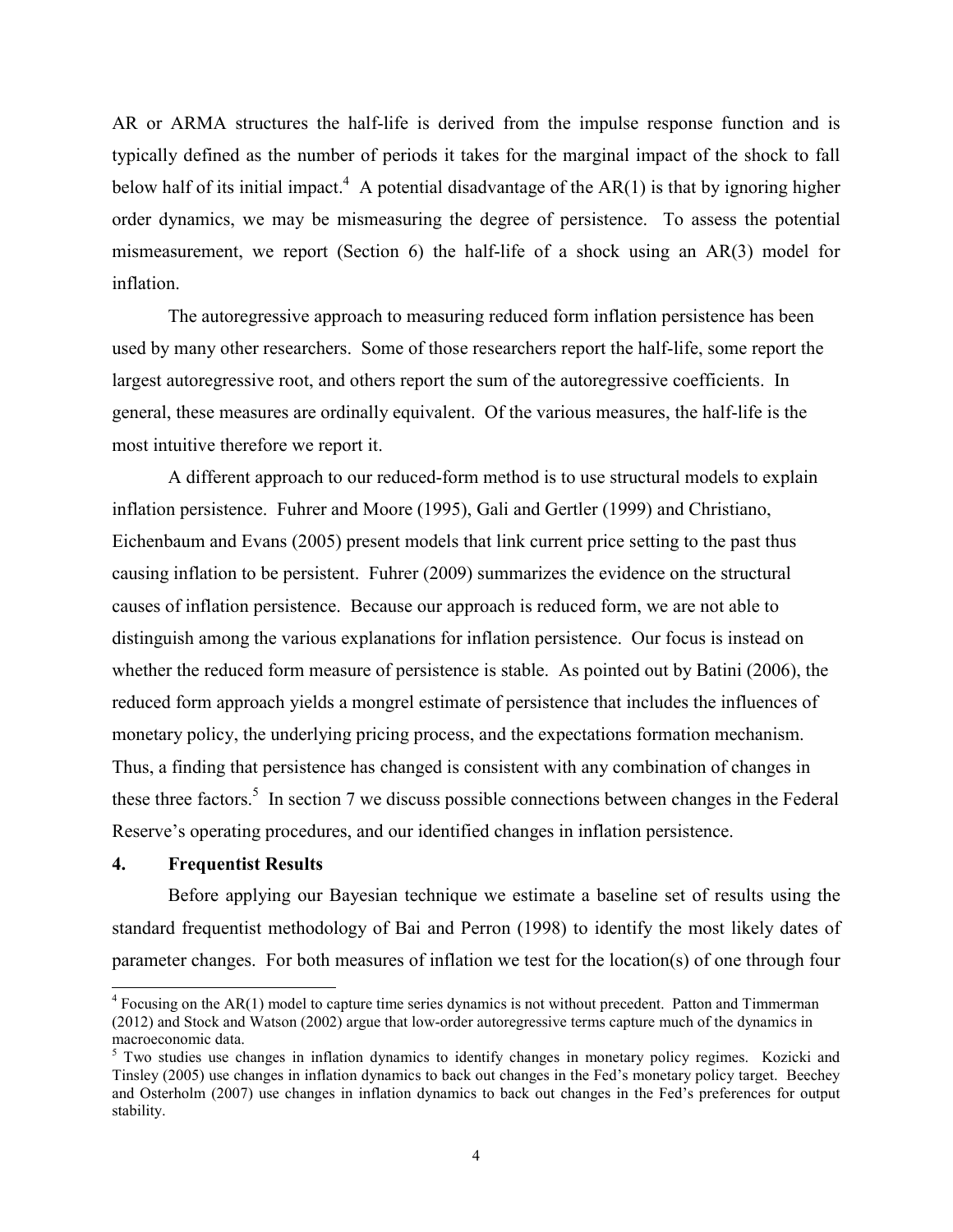AR or ARMA structures the half-life is derived from the impulse response function and is typically defined as the number of periods it takes for the marginal impact of the shock to fall below half of its initial impact.[4] A potential disadvantage of the AR(1) is that by ignoring higher order dynamics, we may be mismeasuring the degree of persistence. To assess the potential mismeasurement, we report (Section 6) the half-life of a shock using an AR(3) model for inflation.

The autoregressive approach to measuring reduced form inflation persistence has been used by many other researchers. Some of those researchers report the half-life, some report the largest autoregressive root, and others report the sum of the autoregressive coefficients. In general, these measures are ordinally equivalent. Of the various measures, the half-life is the most intuitive therefore we report it.

A different approach to our reduced-form method is to use structural models to explain inflation persistence. Fuhrer and Moore (1995), Gali and Gertler (1999) and Christiano, Eichenbaum and Evans (2005) present models that link current price setting to the past thus causing inflation to be persistent. Fuhrer (2009) summarizes the evidence on the structural causes of inflation persistence. Because our approach is reduced form, we are not able to distinguish among the various explanations for inflation persistence. Our focus is instead on whether the reduced form measure of persistence is stable. As pointed out by Batini (2006), the reduced form approach yields a mongrel estimate of persistence that includes the influences of monetary policy, the underlying pricing process, and the expectations formation mechanism. Thus, a finding that persistence has changed is consistent with any combination of changes in these three factors.[5] In section 7 we discuss possible connections between changes in the Federal Reserve's operating procedures, and our identified changes in inflation persistence.

## 4. Frequentist Results

Before applying our Bayesian technique we estimate a baseline set of results using the standard frequentist methodology of Bai and Perron (1998) to identify the most likely dates of parameter changes. For both measures of inflation we test for the location(s) of one through four

[4] Focusing on the AR(1) model to capture time series dynamics is not without precedent. Patton and Timmerman (2012) and Stock and Watson (2002) argue that low-order autoregressive terms capture much of the dynamics in macroeconomic data.

[5] Two studies use changes in inflation dynamics to identify changes in monetary policy regimes. Kozicki and Tinsley (2005) use changes in inflation dynamics to back out changes in the Fed's monetary policy target. Beechey and Osterholm (2007) use changes in inflation dynamics to back out changes in the Fed's preferences for output stability.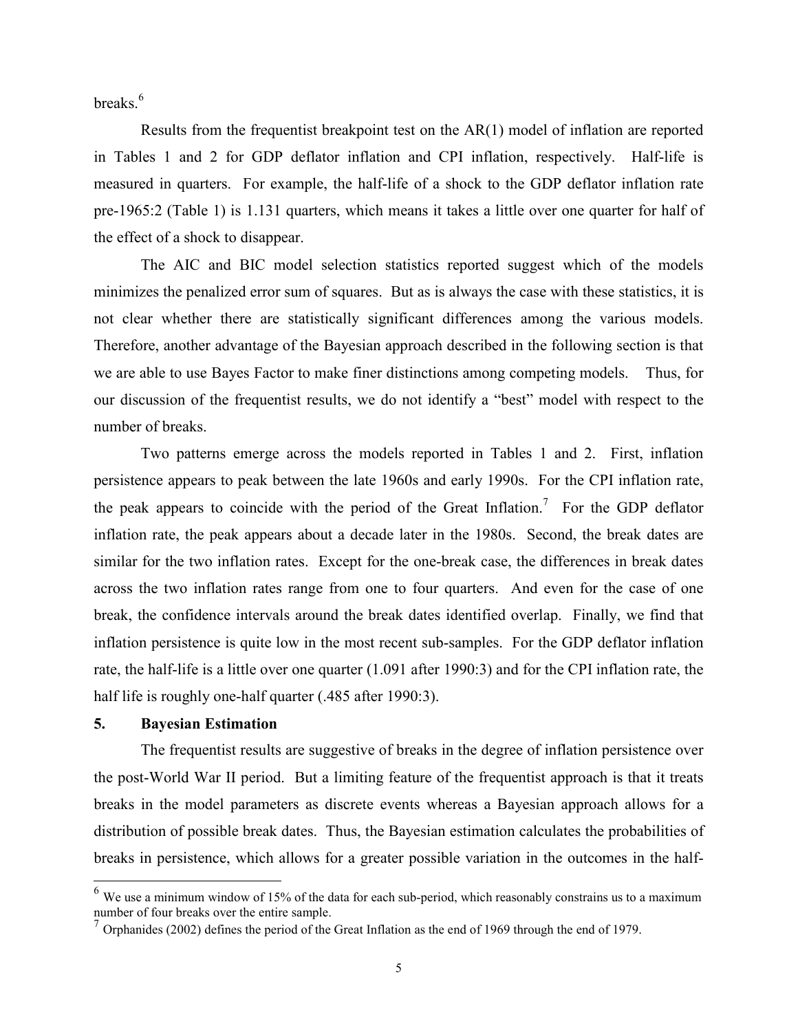breaks.[6]

Results from the frequentist breakpoint test on the AR(1) model of inflation are reported in Tables 1 and 2 for GDP deflator inflation and CPI inflation, respectively. Half-life is measured in quarters. For example, the half-life of a shock to the GDP deflator inflation rate pre-1965:2 (Table 1) is 1.131 quarters, which means it takes a little over one quarter for half of the effect of a shock to disappear.

The AIC and BIC model selection statistics reported suggest which of the models minimizes the penalized error sum of squares. But as is always the case with these statistics, it is not clear whether there are statistically significant differences among the various models. Therefore, another advantage of the Bayesian approach described in the following section is that we are able to use Bayes Factor to make finer distinctions among competing models. Thus, for our discussion of the frequentist results, we do not identify a "best" model with respect to the number of breaks.

Two patterns emerge across the models reported in Tables 1 and 2. First, inflation persistence appears to peak between the late 1960s and early 1990s. For the CPI inflation rate, the peak appears to coincide with the period of the Great Inflation.[7] For the GDP deflator inflation rate, the peak appears about a decade later in the 1980s. Second, the break dates are similar for the two inflation rates. Except for the one-break case, the differences in break dates across the two inflation rates range from one to four quarters. And even for the case of one break, the confidence intervals around the break dates identified overlap. Finally, we find that inflation persistence is quite low in the most recent sub-samples. For the GDP deflator inflation rate, the half-life is a little over one quarter (1.091 after 1990:3) and for the CPI inflation rate, the half life is roughly one-half quarter (.485 after 1990:3).

## 5. Bayesian Estimation

The frequentist results are suggestive of breaks in the degree of inflation persistence over the post-World War II period. But a limiting feature of the frequentist approach is that it treats breaks in the model parameters as discrete events whereas a Bayesian approach allows for a distribution of possible break dates. Thus, the Bayesian estimation calculates the probabilities of breaks in persistence, which allows for a greater possible variation in the outcomes in the half-

---

[6] We use a minimum window of 15% of the data for each sub-period, which reasonably constrains us to a maximum number of four breaks over the entire sample.

[7] Orphanides (2002) defines the period of the Great Inflation as the end of 1969 through the end of 1979.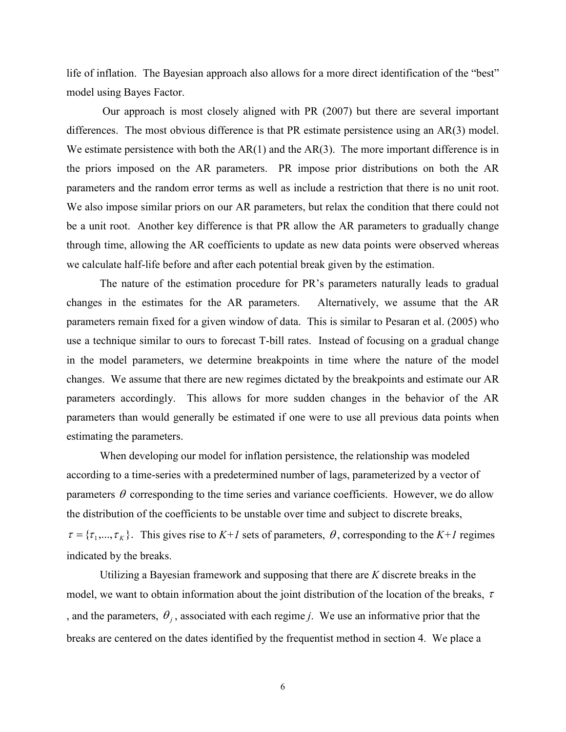life of inflation. The Bayesian approach also allows for a more direct identification of the "best" model using Bayes Factor.

Our approach is most closely aligned with PR (2007) but there are several important differences. The most obvious difference is that PR estimate persistence using an AR(3) model. We estimate persistence with both the AR(1) and the AR(3). The more important difference is in the priors imposed on the AR parameters. PR impose prior distributions on both the AR parameters and the random error terms as well as include a restriction that there is no unit root. We also impose similar priors on our AR parameters, but relax the condition that there could not be a unit root. Another key difference is that PR allow the AR parameters to gradually change through time, allowing the AR coefficients to update as new data points were observed whereas we calculate half-life before and after each potential break given by the estimation.

The nature of the estimation procedure for PR's parameters naturally leads to gradual changes in the estimates for the AR parameters. Alternatively, we assume that the AR parameters remain fixed for a given window of data. This is similar to Pesaran et al. (2005) who use a technique similar to ours to forecast T-bill rates. Instead of focusing on a gradual change in the model parameters, we determine breakpoints in time where the nature of the model changes. We assume that there are new regimes dictated by the breakpoints and estimate our AR parameters accordingly. This allows for more sudden changes in the behavior of the AR parameters than would generally be estimated if one were to use all previous data points when estimating the parameters.

When developing our model for inflation persistence, the relationship was modeled according to a time-series with a predetermined number of lags, parameterized by a vector of parameters $\theta$ corresponding to the time series and variance coefficients. However, we do allow the distribution of the coefficients to be unstable over time and subject to discrete breaks, $\tau = \{\tau_1, ..., \tau_K\}$. This gives rise to *K+1* sets of parameters, $\theta$, corresponding to the *K+1* regimes indicated by the breaks.

Utilizing a Bayesian framework and supposing that there are *K* discrete breaks in the model, we want to obtain information about the joint distribution of the location of the breaks, $\tau$, and the parameters, $\theta_j$, associated with each regime *j*. We use an informative prior that the breaks are centered on the dates identified by the frequentist method in section 4. We place a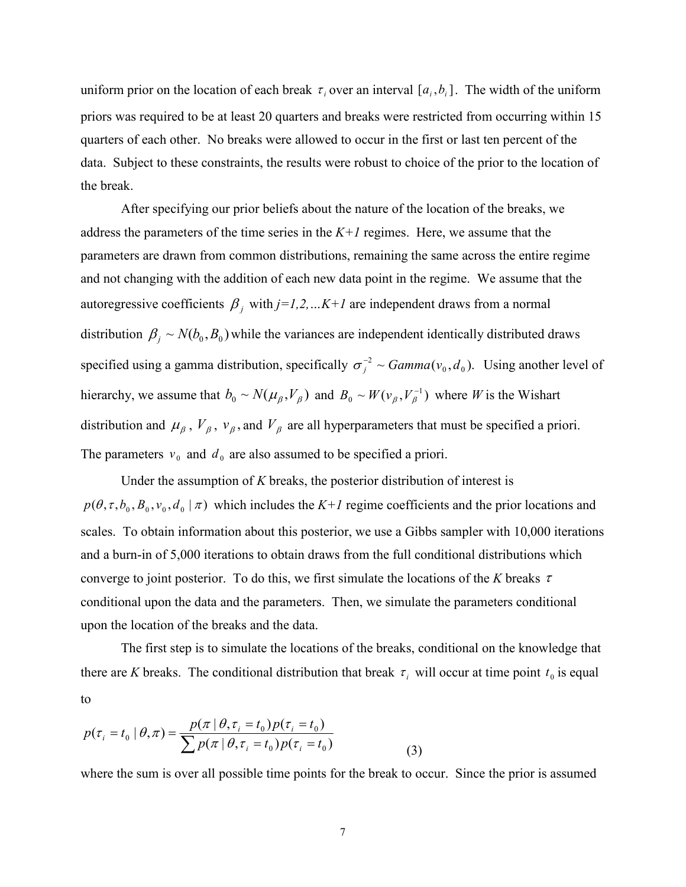uniform prior on the location of each break $\tau_i$ over an interval $[a_i, b_i]$. The width of the uniform priors was required to be at least 20 quarters and breaks were restricted from occurring within 15 quarters of each other. No breaks were allowed to occur in the first or last ten percent of the data. Subject to these constraints, the results were robust to choice of the prior to the location of the break.

After specifying our prior beliefs about the nature of the location of the breaks, we address the parameters of the time series in the *K+1* regimes. Here, we assume that the parameters are drawn from common distributions, remaining the same across the entire regime and not changing with the addition of each new data point in the regime. We assume that the autoregressive coefficients $\beta_j$ with *j=1,2,…K+1* are independent draws from a normal distribution $\beta_j \sim N(b_0, B_0)$ while the variances are independent identically distributed draws specified using a gamma distribution, specifically $\sigma_j^{-2} \sim Gamma(v_0, d_0)$. Using another level of hierarchy, we assume that $b_0 \sim N(\mu_\beta, V_\beta)$ and $B_0 \sim W(v_\beta, V_\beta^{-1})$ where *W* is the Wishart distribution and $\mu_\beta$, $V_\beta$, $v_\beta$, and $V_\beta$ are all hyperparameters that must be specified a priori. The parameters $v_0$ and $d_0$ are also assumed to be specified a priori.

Under the assumption of *K* breaks, the posterior distribution of interest is $p(\theta, \tau, b_0, B_0, v_0, d_0 \mid \pi)$ which includes the *K+1* regime coefficients and the prior locations and scales. To obtain information about this posterior, we use a Gibbs sampler with 10,000 iterations and a burn-in of 5,000 iterations to obtain draws from the full conditional distributions which converge to joint posterior. To do this, we first simulate the locations of the *K* breaks $\tau$ conditional upon the data and the parameters. Then, we simulate the parameters conditional upon the location of the breaks and the data.

The first step is to simulate the locations of the breaks, conditional on the knowledge that there are *K* breaks. The conditional distribution that break $\tau_i$ will occur at time point $t_0$ is equal to

$$p(\tau_i = t_0 \mid \theta, \pi) = \frac{p(\pi \mid \theta, \tau_i = t_0) p(\tau_i = t_0)}{\sum p(\pi \mid \theta, \tau_i = t_0) p(\tau_i = t_0)} \qquad (3)$$

where the sum is over all possible time points for the break to occur. Since the prior is assumed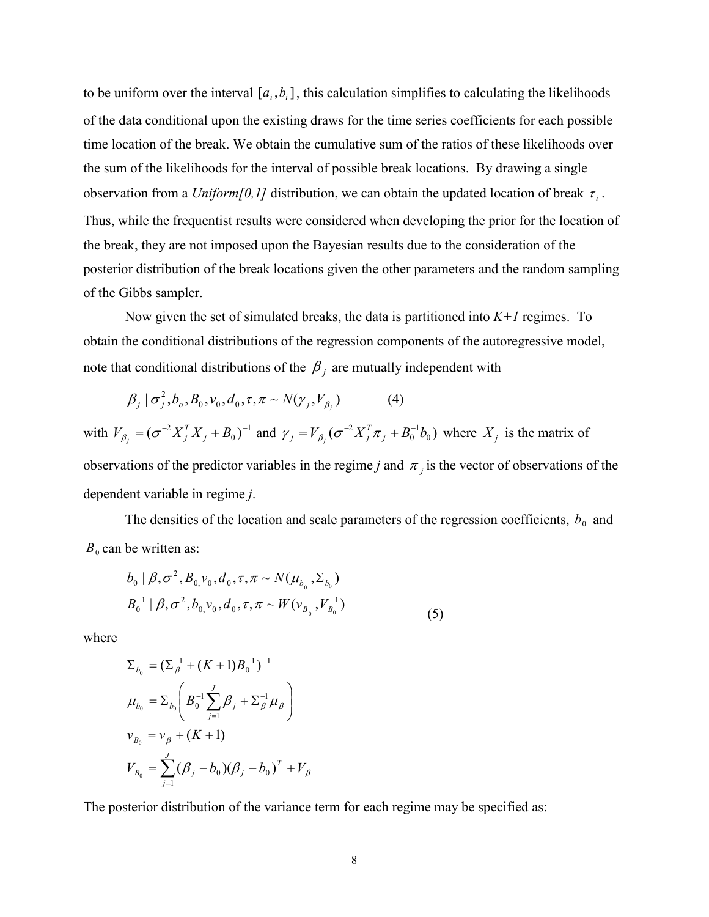to be uniform over the interval $[a_i, b_i]$, this calculation simplifies to calculating the likelihoods of the data conditional upon the existing draws for the time series coefficients for each possible time location of the break. We obtain the cumulative sum of the ratios of these likelihoods over the sum of the likelihoods for the interval of possible break locations. By drawing a single observation from a *Uniform[0,1]* distribution, we can obtain the updated location of break $\tau_i$. Thus, while the frequentist results were considered when developing the prior for the location of the break, they are not imposed upon the Bayesian results due to the consideration of the posterior distribution of the break locations given the other parameters and the random sampling of the Gibbs sampler.

Now given the set of simulated breaks, the data is partitioned into *K+1* regimes. To obtain the conditional distributions of the regression components of the autoregressive model, note that conditional distributions of the $\beta_j$ are mutually independent with

$$\beta_j \mid \sigma_j^2, b_o, B_0, v_0, d_0, \tau, \pi \sim N(\gamma_j, V_{\beta_j}) \qquad (4)$$

with $V_{\beta_j} = (\sigma^{-2} X_j^T X_j + B_0)^{-1}$ and $\gamma_j = V_{\beta_j}(\sigma^{-2} X_j^T \pi_j + B_0^{-1} b_0)$ where $X_j$ is the matrix of observations of the predictor variables in the regime *j* and $\pi_j$ is the vector of observations of the dependent variable in regime *j*.

The densities of the location and scale parameters of the regression coefficients, $b_0$ and $B_0$ can be written as:

$$\begin{aligned} b_0 \mid \beta, \sigma^2, B_{0,} v_0, d_0, \tau, \pi &\sim N(\mu_{b_0}, \Sigma_{b_0}) \\ B_0^{-1} \mid \beta, \sigma^2, b_{0,} v_0, d_0, \tau, \pi &\sim W(v_{B_0}, V_{B_0}^{-1}) \end{aligned} \qquad (5)$$

where

$$\begin{aligned} \Sigma_{b_0} &= (\Sigma_\beta^{-1} + (K+1) B_0^{-1})^{-1} \\ \mu_{b_0} &= \Sigma_{b_0} \left( B_0^{-1} \sum_{j=1}^{J} \beta_j + \Sigma_\beta^{-1} \mu_\beta \right) \\ v_{B_0} &= v_\beta + (K+1) \\ V_{B_0} &= \sum_{j=1}^{J} (\beta_j - b_0)(\beta_j - b_0)^T + V_\beta \end{aligned}$$

The posterior distribution of the variance term for each regime may be specified as: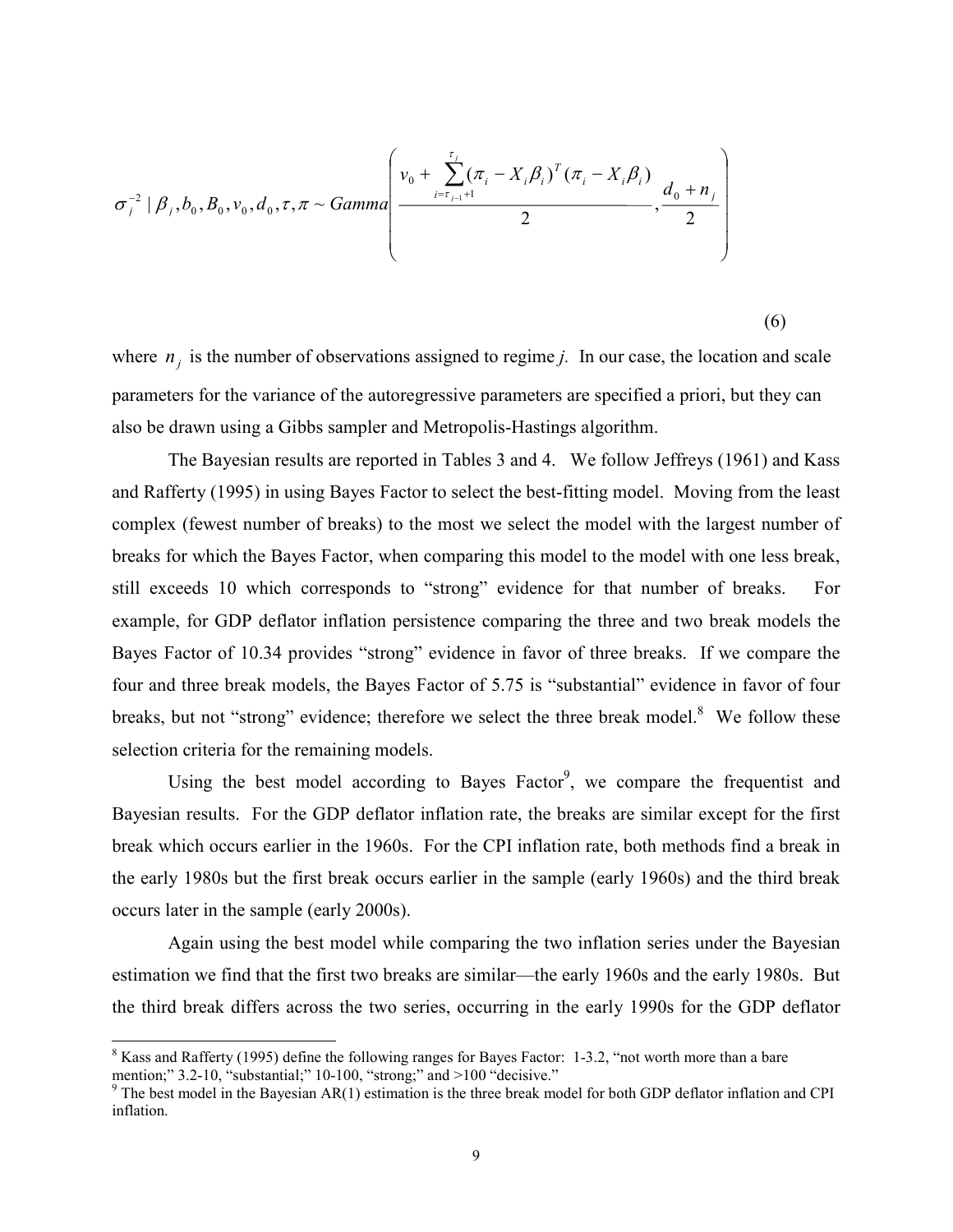$$\sigma_j^{-2} \mid \beta_j, b_0, B_0, v_0, d_0, \tau, \pi \sim Gamma\left( \frac{v_0 + \sum_{i=\tau_{j-1}+1}^{\tau_j} (\pi_i - X_i\beta_i)^T (\pi_i - X_i\beta_i)}{2}, \frac{d_0 + n_j}{2} \right) \tag{6}$$

where $n_j$ is the number of observations assigned to regime *j*. In our case, the location and scale parameters for the variance of the autoregressive parameters are specified a priori, but they can also be drawn using a Gibbs sampler and Metropolis-Hastings algorithm.

The Bayesian results are reported in Tables 3 and 4. We follow Jeffreys (1961) and Kass and Rafferty (1995) in using Bayes Factor to select the best-fitting model. Moving from the least complex (fewest number of breaks) to the most we select the model with the largest number of breaks for which the Bayes Factor, when comparing this model to the model with one less break, still exceeds 10 which corresponds to "strong" evidence for that number of breaks. For example, for GDP deflator inflation persistence comparing the three and two break models the Bayes Factor of 10.34 provides "strong" evidence in favor of three breaks. If we compare the four and three break models, the Bayes Factor of 5.75 is "substantial" evidence in favor of four breaks, but not "strong" evidence; therefore we select the three break model.[8] We follow these selection criteria for the remaining models.

Using the best model according to Bayes Factor[9], we compare the frequentist and Bayesian results. For the GDP deflator inflation rate, the breaks are similar except for the first break which occurs earlier in the 1960s. For the CPI inflation rate, both methods find a break in the early 1980s but the first break occurs earlier in the sample (early 1960s) and the third break occurs later in the sample (early 2000s).

Again using the best model while comparing the two inflation series under the Bayesian estimation we find that the first two breaks are similar—the early 1960s and the early 1980s. But the third break differs across the two series, occurring in the early 1990s for the GDP deflator

---

[8] Kass and Rafferty (1995) define the following ranges for Bayes Factor: 1-3.2, "not worth more than a bare mention;" 3.2-10, "substantial;" 10-100, "strong;" and >100 "decisive."

[9] The best model in the Bayesian AR(1) estimation is the three break model for both GDP deflator inflation and CPI inflation.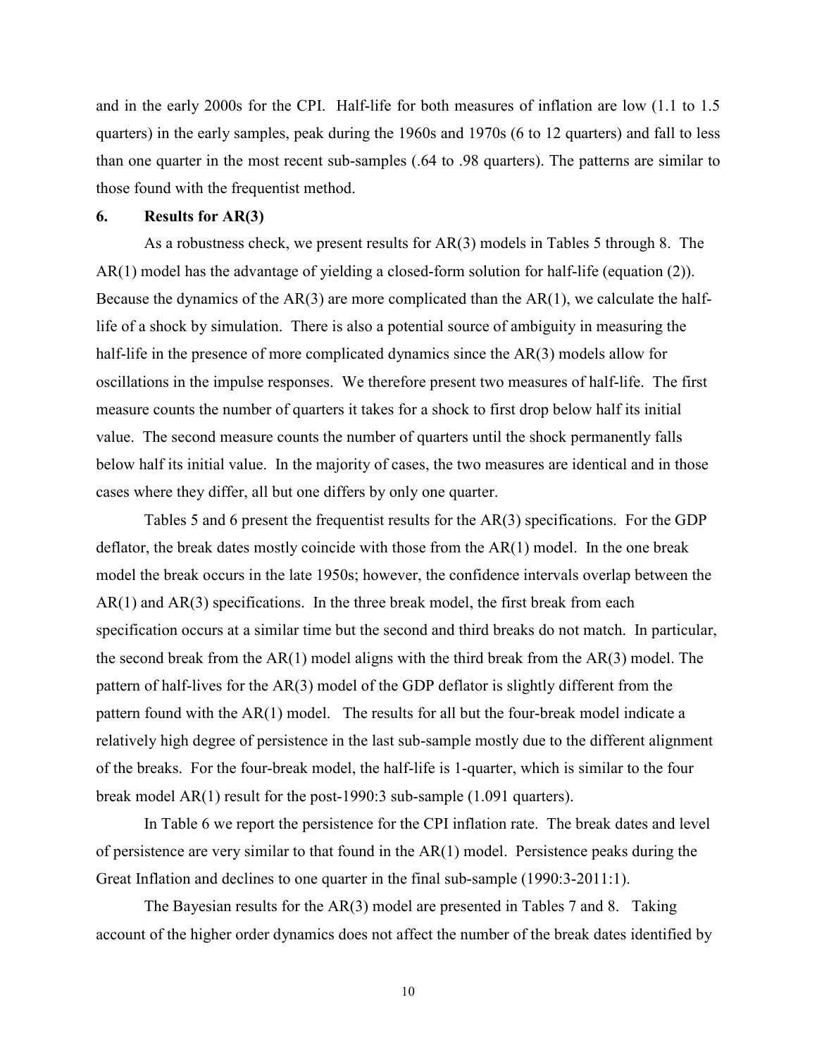and in the early 2000s for the CPI. Half-life for both measures of inflation are low (1.1 to 1.5 quarters) in the early samples, peak during the 1960s and 1970s (6 to 12 quarters) and fall to less than one quarter in the most recent sub-samples (.64 to .98 quarters). The patterns are similar to those found with the frequentist method.

## 6. Results for AR(3)

As a robustness check, we present results for AR(3) models in Tables 5 through 8. The AR(1) model has the advantage of yielding a closed-form solution for half-life (equation (2)). Because the dynamics of the AR(3) are more complicated than the AR(1), we calculate the half-life of a shock by simulation. There is also a potential source of ambiguity in measuring the half-life in the presence of more complicated dynamics since the AR(3) models allow for oscillations in the impulse responses. We therefore present two measures of half-life. The first measure counts the number of quarters it takes for a shock to first drop below half its initial value. The second measure counts the number of quarters until the shock permanently falls below half its initial value. In the majority of cases, the two measures are identical and in those cases where they differ, all but one differs by only one quarter.

Tables 5 and 6 present the frequentist results for the AR(3) specifications. For the GDP deflator, the break dates mostly coincide with those from the AR(1) model. In the one break model the break occurs in the late 1950s; however, the confidence intervals overlap between the AR(1) and AR(3) specifications. In the three break model, the first break from each specification occurs at a similar time but the second and third breaks do not match. In particular, the second break from the AR(1) model aligns with the third break from the AR(3) model. The pattern of half-lives for the AR(3) model of the GDP deflator is slightly different from the pattern found with the AR(1) model. The results for all but the four-break model indicate a relatively high degree of persistence in the last sub-sample mostly due to the different alignment of the breaks. For the four-break model, the half-life is 1-quarter, which is similar to the four break model AR(1) result for the post-1990:3 sub-sample (1.091 quarters).

In Table 6 we report the persistence for the CPI inflation rate. The break dates and level of persistence are very similar to that found in the AR(1) model. Persistence peaks during the Great Inflation and declines to one quarter in the final sub-sample (1990:3-2011:1).

The Bayesian results for the AR(3) model are presented in Tables 7 and 8. Taking account of the higher order dynamics does not affect the number of the break dates identified by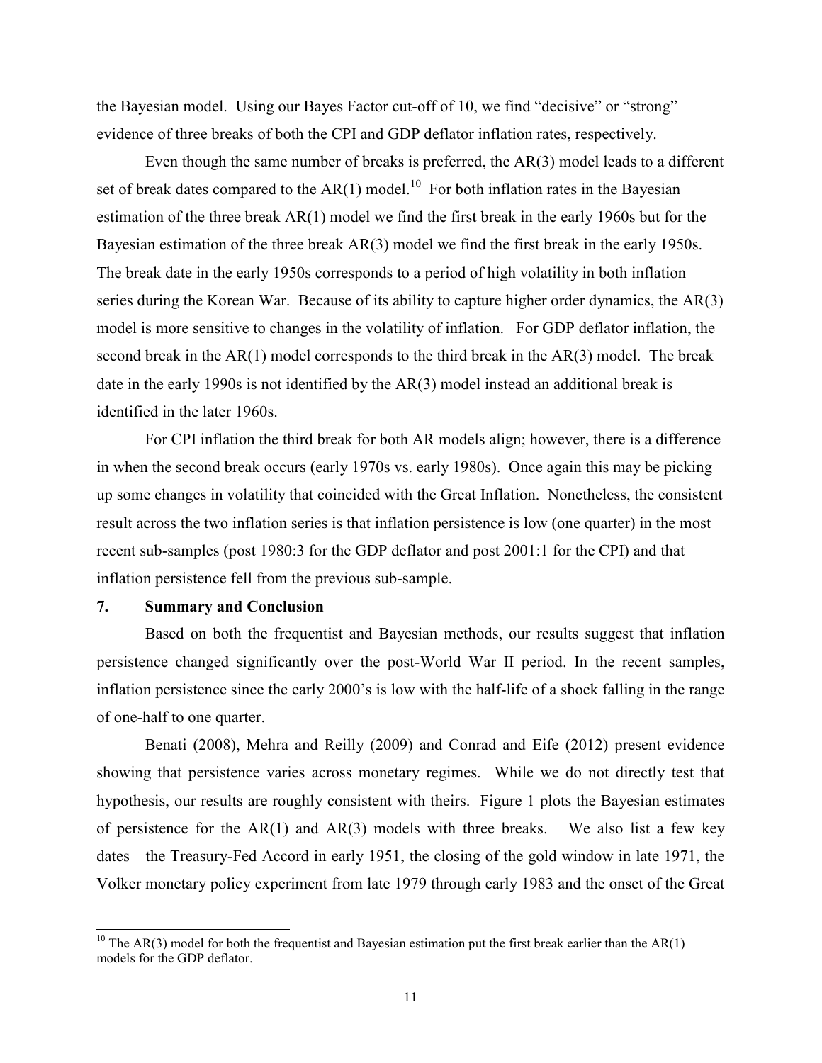the Bayesian model. Using our Bayes Factor cut-off of 10, we find "decisive" or "strong" evidence of three breaks of both the CPI and GDP deflator inflation rates, respectively.

Even though the same number of breaks is preferred, the AR(3) model leads to a different set of break dates compared to the AR(1) model.[10] For both inflation rates in the Bayesian estimation of the three break AR(1) model we find the first break in the early 1960s but for the Bayesian estimation of the three break AR(3) model we find the first break in the early 1950s. The break date in the early 1950s corresponds to a period of high volatility in both inflation series during the Korean War. Because of its ability to capture higher order dynamics, the AR(3) model is more sensitive to changes in the volatility of inflation. For GDP deflator inflation, the second break in the AR(1) model corresponds to the third break in the AR(3) model. The break date in the early 1990s is not identified by the AR(3) model instead an additional break is identified in the later 1960s.

For CPI inflation the third break for both AR models align; however, there is a difference in when the second break occurs (early 1970s vs. early 1980s). Once again this may be picking up some changes in volatility that coincided with the Great Inflation. Nonetheless, the consistent result across the two inflation series is that inflation persistence is low (one quarter) in the most recent sub-samples (post 1980:3 for the GDP deflator and post 2001:1 for the CPI) and that inflation persistence fell from the previous sub-sample.

## 7. Summary and Conclusion

Based on both the frequentist and Bayesian methods, our results suggest that inflation persistence changed significantly over the post-World War II period. In the recent samples, inflation persistence since the early 2000's is low with the half-life of a shock falling in the range of one-half to one quarter.

Benati (2008), Mehra and Reilly (2009) and Conrad and Eife (2012) present evidence showing that persistence varies across monetary regimes. While we do not directly test that hypothesis, our results are roughly consistent with theirs. Figure 1 plots the Bayesian estimates of persistence for the AR(1) and AR(3) models with three breaks. We also list a few key dates—the Treasury-Fed Accord in early 1951, the closing of the gold window in late 1971, the Volker monetary policy experiment from late 1979 through early 1983 and the onset of the Great

[10] The AR(3) model for both the frequentist and Bayesian estimation put the first break earlier than the AR(1) models for the GDP deflator.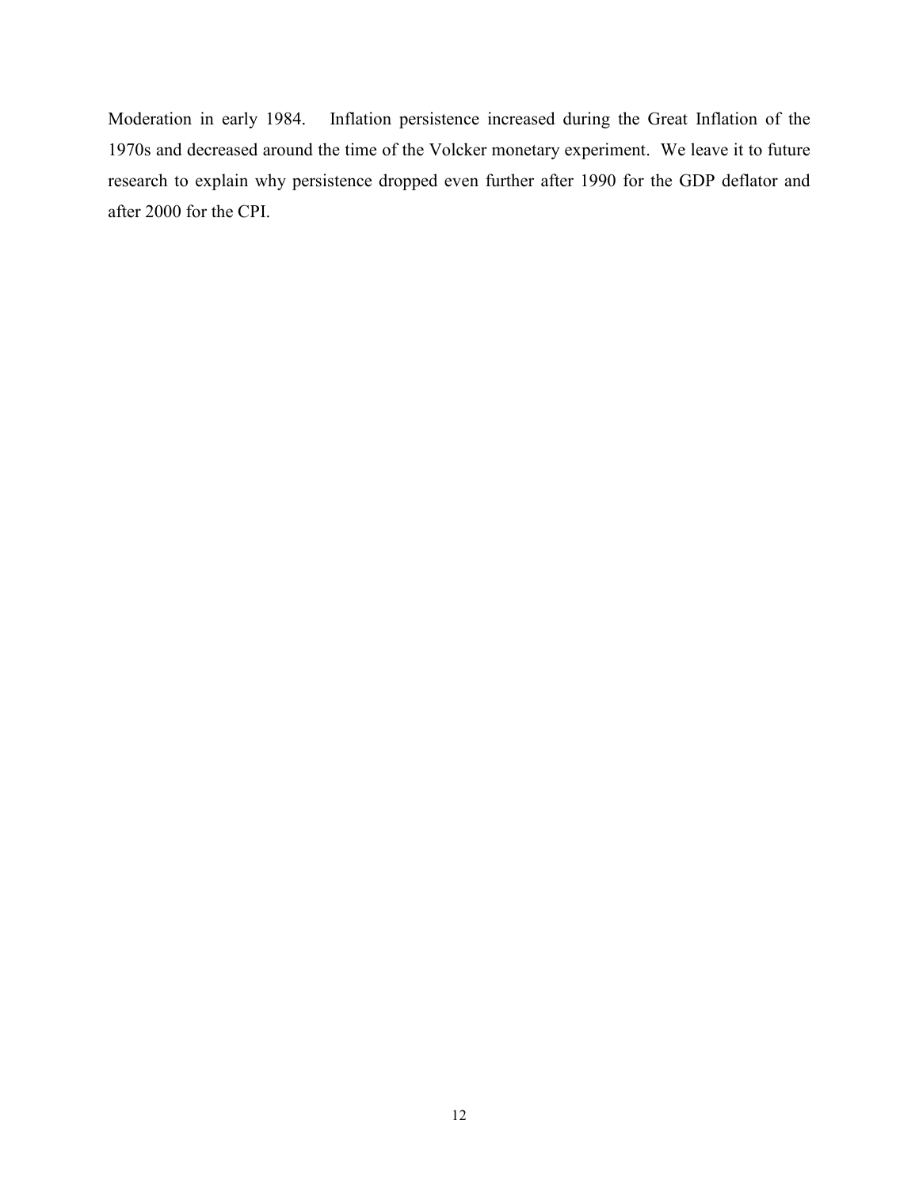Moderation in early 1984. Inflation persistence increased during the Great Inflation of the 1970s and decreased around the time of the Volcker monetary experiment. We leave it to future research to explain why persistence dropped even further after 1990 for the GDP deflator and after 2000 for the CPI.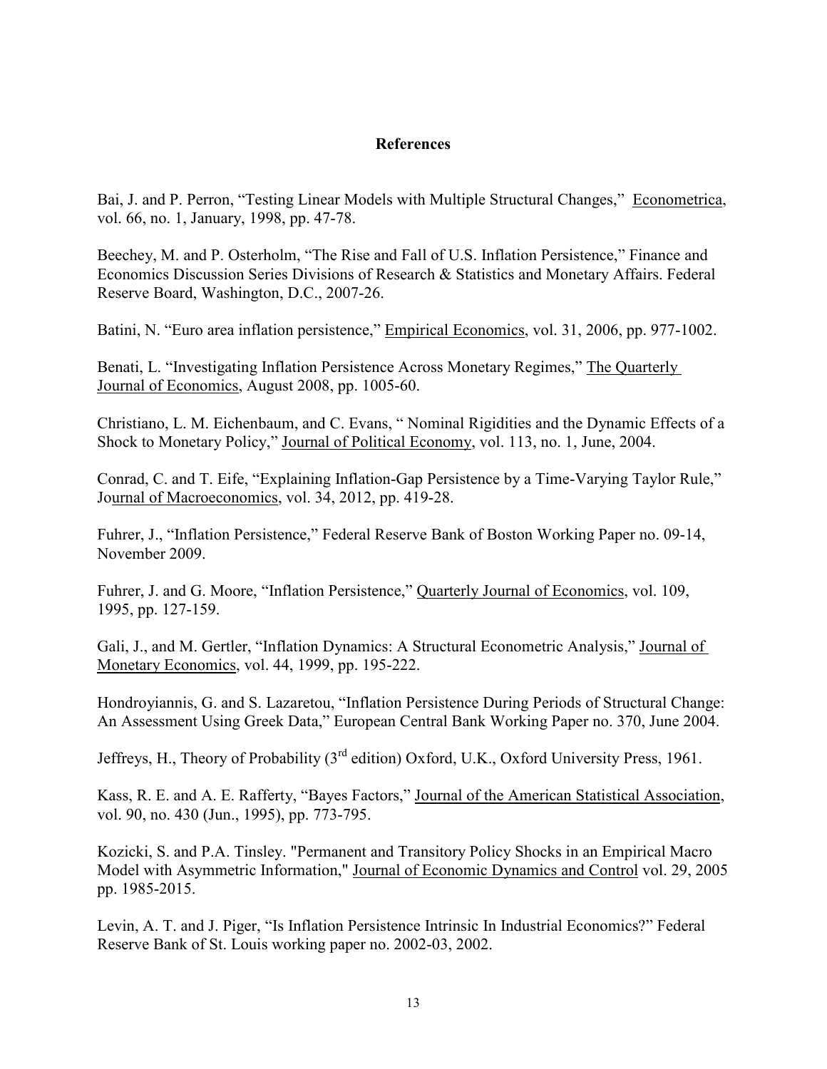## References

Bai, J. and P. Perron, "Testing Linear Models with Multiple Structural Changes," Econometrica, vol. 66, no. 1, January, 1998, pp. 47-78.

Beechey, M. and P. Osterholm, "The Rise and Fall of U.S. Inflation Persistence," Finance and Economics Discussion Series Divisions of Research & Statistics and Monetary Affairs. Federal Reserve Board, Washington, D.C., 2007-26.

Batini, N. "Euro area inflation persistence," Empirical Economics, vol. 31, 2006, pp. 977-1002.

Benati, L. "Investigating Inflation Persistence Across Monetary Regimes," The Quarterly Journal of Economics, August 2008, pp. 1005-60.

Christiano, L. M. Eichenbaum, and C. Evans, " Nominal Rigidities and the Dynamic Effects of a Shock to Monetary Policy," Journal of Political Economy, vol. 113, no. 1, June, 2004.

Conrad, C. and T. Eife, "Explaining Inflation-Gap Persistence by a Time-Varying Taylor Rule," Journal of Macroeconomics, vol. 34, 2012, pp. 419-28.

Fuhrer, J., "Inflation Persistence," Federal Reserve Bank of Boston Working Paper no. 09-14, November 2009.

Fuhrer, J. and G. Moore, "Inflation Persistence," Quarterly Journal of Economics, vol. 109, 1995, pp. 127-159.

Gali, J., and M. Gertler, "Inflation Dynamics: A Structural Econometric Analysis," Journal of Monetary Economics, vol. 44, 1999, pp. 195-222.

Hondroyiannis, G. and S. Lazaretou, "Inflation Persistence During Periods of Structural Change: An Assessment Using Greek Data," European Central Bank Working Paper no. 370, June 2004.

Jeffreys, H., Theory of Probability (3rd edition) Oxford, U.K., Oxford University Press, 1961.

Kass, R. E. and A. E. Rafferty, "Bayes Factors," Journal of the American Statistical Association, vol. 90, no. 430 (Jun., 1995), pp. 773-795.

Kozicki, S. and P.A. Tinsley. "Permanent and Transitory Policy Shocks in an Empirical Macro Model with Asymmetric Information," Journal of Economic Dynamics and Control vol. 29, 2005 pp. 1985-2015.

Levin, A. T. and J. Piger, "Is Inflation Persistence Intrinsic In Industrial Economics?" Federal Reserve Bank of St. Louis working paper no. 2002-03, 2002.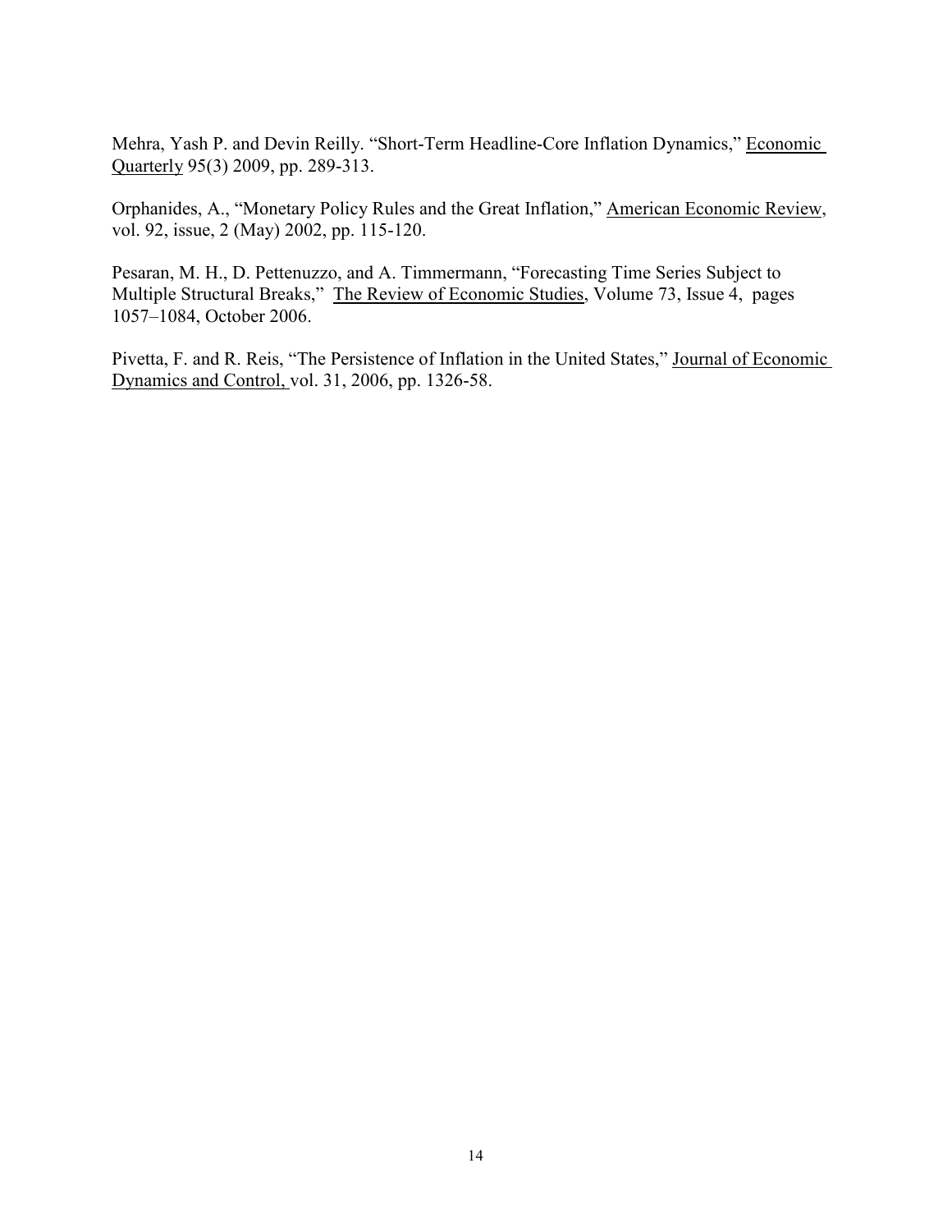Mehra, Yash P. and Devin Reilly. "Short-Term Headline-Core Inflation Dynamics," Economic Quarterly 95(3) 2009, pp. 289-313.

Orphanides, A., "Monetary Policy Rules and the Great Inflation," American Economic Review, vol. 92, issue, 2 (May) 2002, pp. 115-120.

Pesaran, M. H., D. Pettenuzzo, and A. Timmermann, "Forecasting Time Series Subject to Multiple Structural Breaks," The Review of Economic Studies, Volume 73, Issue 4, pages 1057–1084, October 2006.

Pivetta, F. and R. Reis, "The Persistence of Inflation in the United States," Journal of Economic Dynamics and Control, vol. 31, 2006, pp. 1326-58.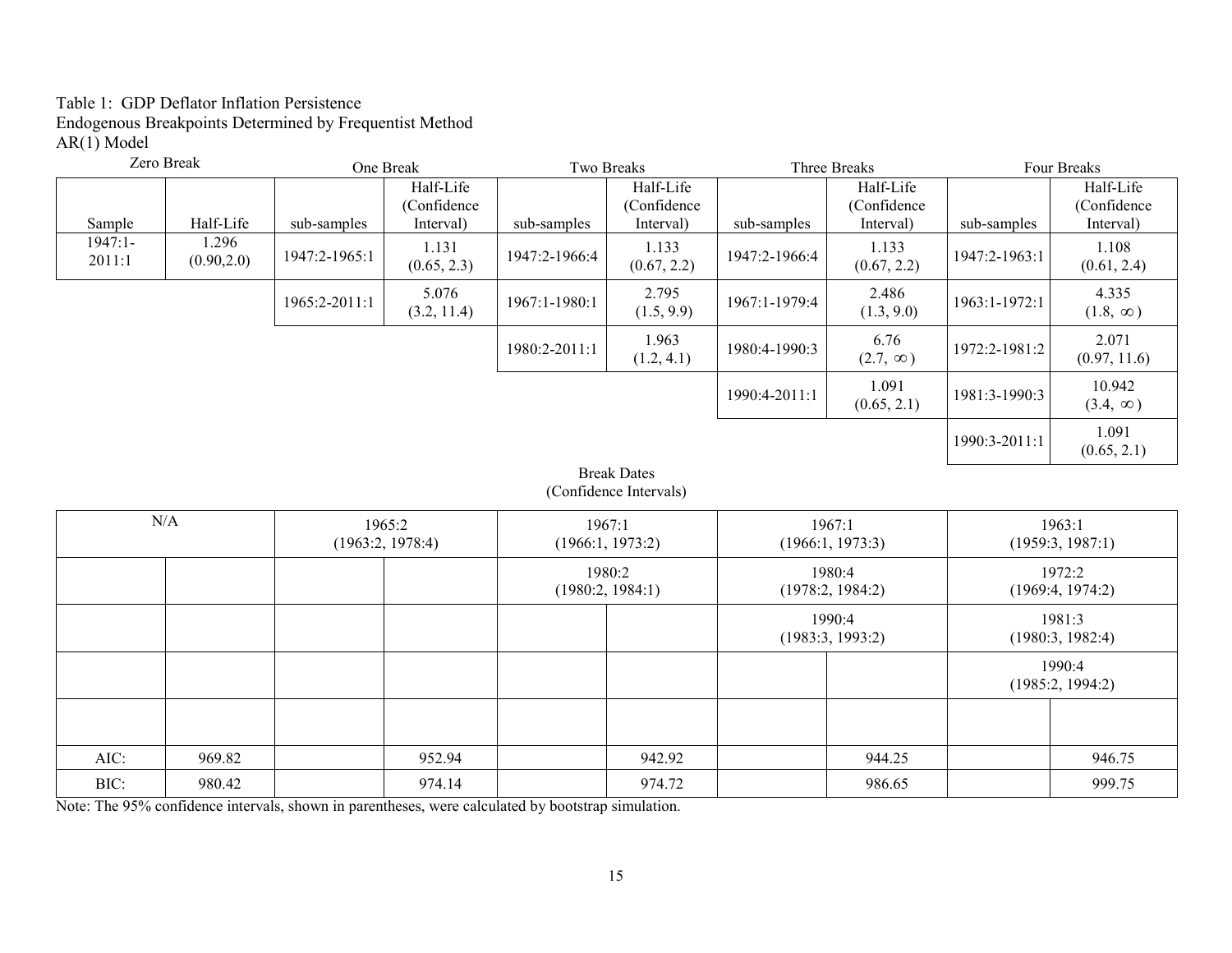Table 1: GDP Deflator Inflation Persistence
Endogenous Breakpoints Determined by Frequentist Method
AR(1) Model

| Zero Break | | One Break | | Two Breaks | | Three Breaks | | Four Breaks | |
|---|---|---|---|---|---|---|---|---|---|
| Sample | Half-Life | sub-samples | Half-Life (Confidence Interval) | sub-samples | Half-Life (Confidence Interval) | sub-samples | Half-Life (Confidence Interval) | sub-samples | Half-Life (Confidence Interval) |
| 1947:1-2011:1 | 1.296 (0.90,2.0) | 1947:2-1965:1 | 1.131 (0.65, 2.3) | 1947:2-1966:4 | 1.133 (0.67, 2.2) | 1947:2-1966:4 | 1.133 (0.67, 2.2) | 1947:2-1963:1 | 1.108 (0.61, 2.4) |
| | | 1965:2-2011:1 | 5.076 (3.2, 11.4) | 1967:1-1980:1 | 2.795 (1.5, 9.9) | 1967:1-1979:4 | 2.486 (1.3, 9.0) | 1963:1-1972:1 | 4.335 (1.8, $\infty$) |
| | | | | 1980:2-2011:1 | 1.963 (1.2, 4.1) | 1980:4-1990:3 | 6.76 (2.7, $\infty$) | 1972:2-1981:2 | 2.071 (0.97, 11.6) |
| | | | | | | 1990:4-2011:1 | 1.091 (0.65, 2.1) | 1981:3-1990:3 | 10.942 (3.4, $\infty$) |
| | | | | | | | | 1990:3-2011:1 | 1.091 (0.65, 2.1) |

Break Dates
(Confidence Intervals)

| Zero Break | | One Break | | Two Breaks | | Three Breaks | | Four Breaks | |
|---|---|---|---|---|---|---|---|---|---|
| N/A | | 1965:2 (1963:2, 1978:4) | | 1967:1 (1966:1, 1973:2) | | 1967:1 (1966:1, 1973:3) | | 1963:1 (1959:3, 1987:1) | |
| | | | | 1980:2 (1980:2, 1984:1) | | 1980:4 (1978:2, 1984:2) | | 1972:2 (1969:4, 1974:2) | |
| | | | | | | 1990:4 (1983:3, 1993:2) | | 1981:3 (1980:3, 1982:4) | |
| | | | | | | | | 1990:4 (1985:2, 1994:2) | |
| | | | | | | | | | |
| AIC: | 969.82 | | 952.94 | | 942.92 | | 944.25 | | 946.75 |
| BIC: | 980.42 | | 974.14 | | 974.72 | | 986.65 | | 999.75 |

Note: The 95% confidence intervals, shown in parentheses, were calculated by bootstrap simulation.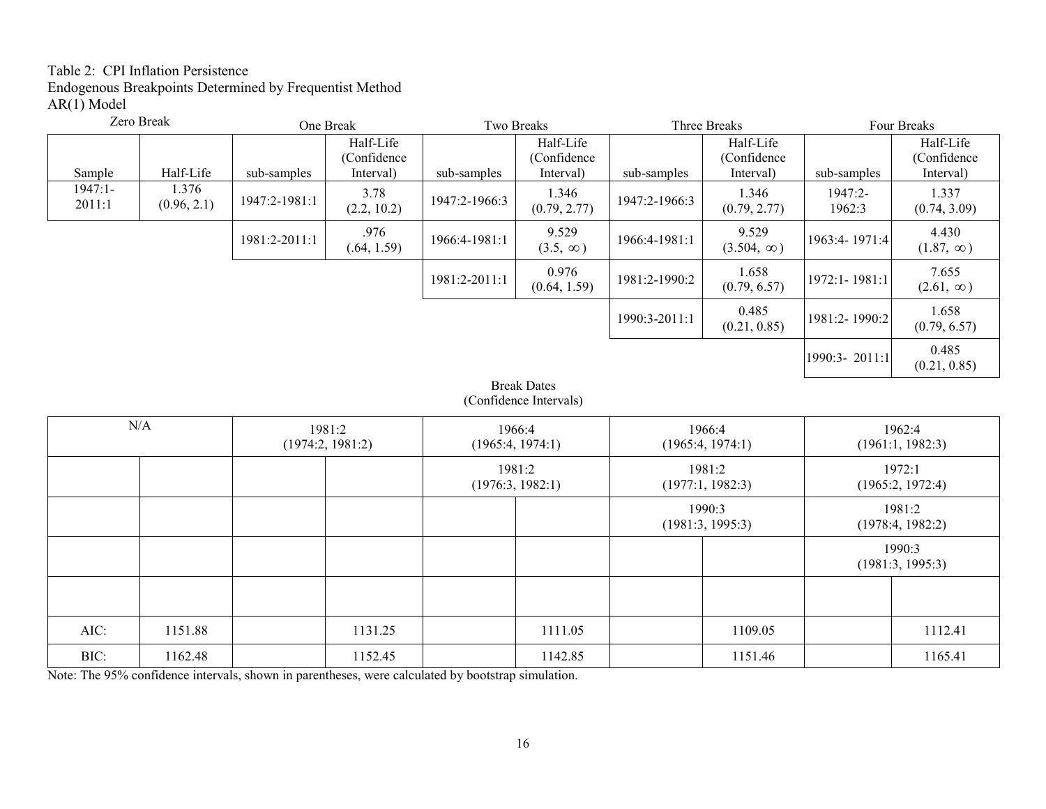Table 2: CPI Inflation Persistence
Endogenous Breakpoints Determined by Frequentist Method
AR(1) Model

| Zero Break | | One Break | | Two Breaks | | Three Breaks | | Four Breaks | |
|---|---|---|---|---|---|---|---|---|---|
| Sample | Half-Life | sub-samples | Half-Life (Confidence Interval) | sub-samples | Half-Life (Confidence Interval) | sub-samples | Half-Life (Confidence Interval) | sub-samples | Half-Life (Confidence Interval) |
| 1947:1-2011:1 | 1.376 (0.96, 2.1) | 1947:2-1981:1 | 3.78 (2.2, 10.2) | 1947:2-1966:3 | 1.346 (0.79, 2.77) | 1947:2-1966:3 | 1.346 (0.79, 2.77) | 1947:2-1962:3 | 1.337 (0.74, 3.09) |
| | | 1981:2-2011:1 | .976 (.64, 1.59) | 1966:4-1981:1 | 9.529 (3.5, $\infty$) | 1966:4-1981:1 | 9.529 (3.504, $\infty$) | 1963:4- 1971:4 | 4.430 (1.87, $\infty$) |
| | | | | 1981:2-2011:1 | 0.976 (0.64, 1.59) | 1981:2-1990:2 | 1.658 (0.79, 6.57) | 1972:1- 1981:1 | 7.655 (2.61, $\infty$) |
| | | | | | | 1990:3-2011:1 | 0.485 (0.21, 0.85) | 1981:2- 1990:2 | 1.658 (0.79, 6.57) |
| | | | | | | | | 1990:3- 2011:1 | 0.485 (0.21, 0.85) |

Break Dates
(Confidence Intervals)

| Zero Break | | One Break | | Two Breaks | | Three Breaks | | Four Breaks | |
|---|---|---|---|---|---|---|---|---|---|
| N/A | | 1981:2 (1974:2, 1981:2) | | 1966:4 (1965:4, 1974:1) | | 1966:4 (1965:4, 1974:1) | | 1962:4 (1961:1, 1982:3) | |
| | | | | 1981:2 (1976:3, 1982:1) | | 1981:2 (1977:1, 1982:3) | | 1972:1 (1965:2, 1972:4) | |
| | | | | | | 1990:3 (1981:3, 1995:3) | | 1981:2 (1978:4, 1982:2) | |
| | | | | | | | | 1990:3 (1981:3, 1995:3) | |
| | | | | | | | | | |
| AIC: | 1151.88 | | 1131.25 | | 1111.05 | | 1109.05 | | 1112.41 |
| BIC: | 1162.48 | | 1152.45 | | 1142.85 | | 1151.46 | | 1165.41 |

Note: The 95% confidence intervals, shown in parentheses, were calculated by bootstrap simulation.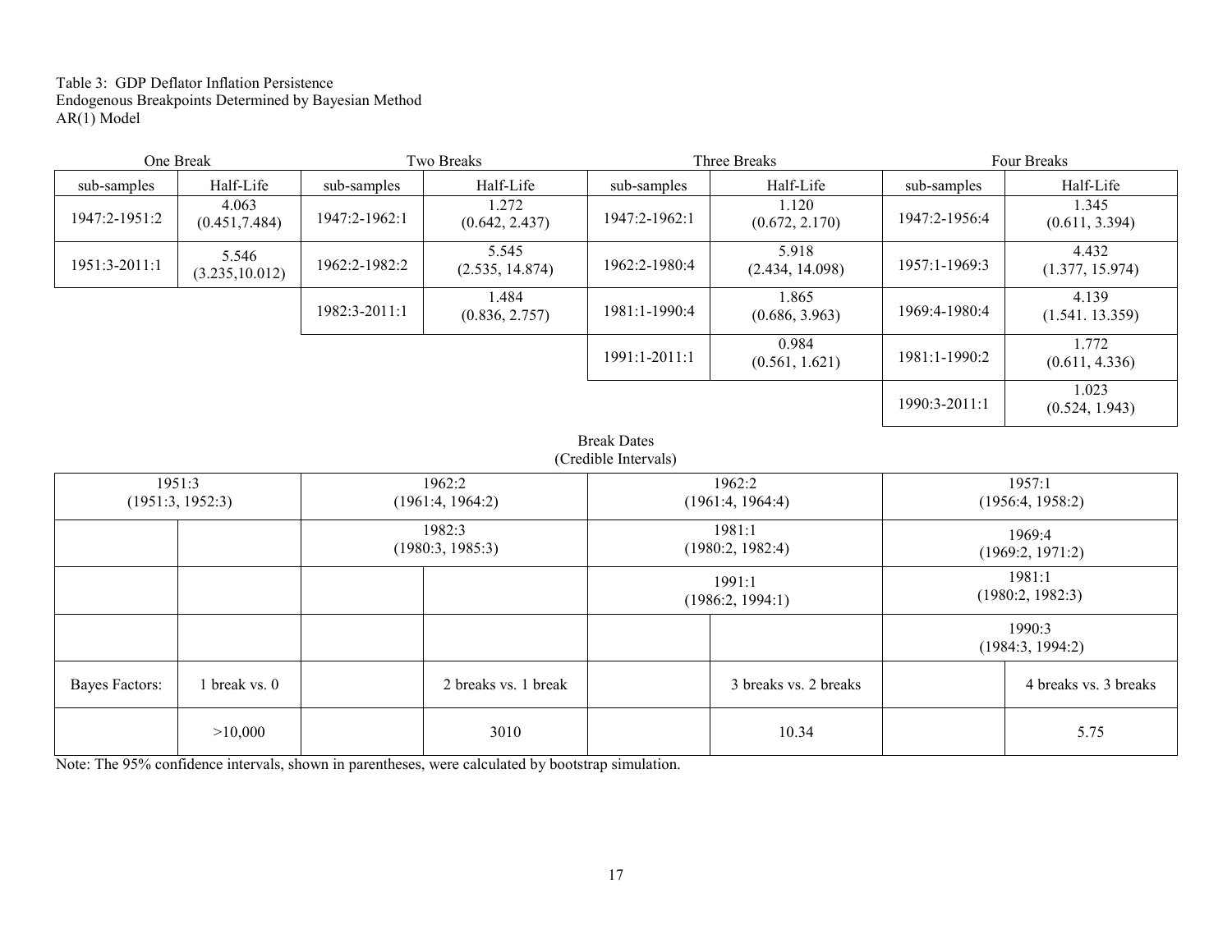Table 3: GDP Deflator Inflation Persistence
Endogenous Breakpoints Determined by Bayesian Method
AR(1) Model

| One Break | | Two Breaks | | Three Breaks | | Four Breaks | |
|---|---|---|---|---|---|---|---|
| sub-samples | Half-Life | sub-samples | Half-Life | sub-samples | Half-Life | sub-samples | Half-Life |
| 1947:2-1951:2 | 4.063 (0.451,7.484) | 1947:2-1962:1 | 1.272 (0.642, 2.437) | 1947:2-1962:1 | 1.120 (0.672, 2.170) | 1947:2-1956:4 | 1.345 (0.611, 3.394) |
| 1951:3-2011:1 | 5.546 (3.235,10.012) | 1962:2-1982:2 | 5.545 (2.535, 14.874) | 1962:2-1980:4 | 5.918 (2.434, 14.098) | 1957:1-1969:3 | 4.432 (1.377, 15.974) |
| | | 1982:3-2011:1 | 1.484 (0.836, 2.757) | 1981:1-1990:4 | 1.865 (0.686, 3.963) | 1969:4-1980:4 | 4.139 (1.541. 13.359) |
| | | | | 1991:1-2011:1 | 0.984 (0.561, 1.621) | 1981:1-1990:2 | 1.772 (0.611, 4.336) |
| | | | | | | 1990:3-2011:1 | 1.023 (0.524, 1.943) |

Break Dates
(Credible Intervals)

| One Break | | Two Breaks | | Three Breaks | | Four Breaks | |
|---|---|---|---|---|---|---|---|
| 1951:3 (1951:3, 1952:3) | | 1962:2 (1961:4, 1964:2) | | 1962:2 (1961:4, 1964:4) | | 1957:1 (1956:4, 1958:2) | |
| | | 1982:3 (1980:3, 1985:3) | | 1981:1 (1980:2, 1982:4) | | 1969:4 (1969:2, 1971:2) | |
| | | | | 1991:1 (1986:2, 1994:1) | | 1981:1 (1980:2, 1982:3) | |
| | | | | | | 1990:3 (1984:3, 1994:2) | |
| Bayes Factors: | 1 break vs. 0 | | 2 breaks vs. 1 break | | 3 breaks vs. 2 breaks | | 4 breaks vs. 3 breaks |
| | >10,000 | | 3010 | | 10.34 | | 5.75 |

Note: The 95% confidence intervals, shown in parentheses, were calculated by bootstrap simulation.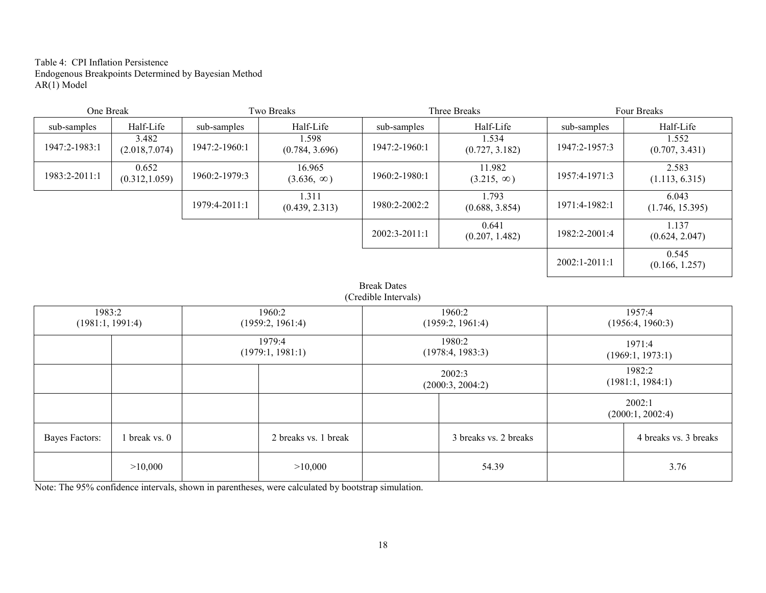Table 4: CPI Inflation Persistence
Endogenous Breakpoints Determined by Bayesian Method
AR(1) Model

| One Break | | Two Breaks | | Three Breaks | | Four Breaks | |
|---|---|---|---|---|---|---|---|
| sub-samples | Half-Life | sub-samples | Half-Life | sub-samples | Half-Life | sub-samples | Half-Life |
| 1947:2-1983:1 | 3.482 (2.018,7.074) | 1947:2-1960:1 | 1.598 (0.784, 3.696) | 1947:2-1960:1 | 1.534 (0.727, 3.182) | 1947:2-1957:3 | 1.552 (0.707, 3.431) |
| 1983:2-2011:1 | 0.652 (0.312,1.059) | 1960:2-1979:3 | 16.965 (3.636, $\infty$) | 1960:2-1980:1 | 11.982 (3.215, $\infty$) | 1957:4-1971:3 | 2.583 (1.113, 6.315) |
| | | 1979:4-2011:1 | 1.311 (0.439, 2.313) | 1980:2-2002:2 | 1.793 (0.688, 3.854) | 1971:4-1982:1 | 6.043 (1.746, 15.395) |
| | | | | 2002:3-2011:1 | 0.641 (0.207, 1.482) | 1982:2-2001:4 | 1.137 (0.624, 2.047) |
| | | | | | | 2002:1-2011:1 | 0.545 (0.166, 1.257) |

Break Dates
(Credible Intervals)

| One Break | | Two Breaks | | Three Breaks | | Four Breaks | |
|---|---|---|---|---|---|---|---|
| 1983:2 (1981:1, 1991:4) | | 1960:2 (1959:2, 1961:4) | | 1960:2 (1959:2, 1961:4) | | 1957:4 (1956:4, 1960:3) | |
| | | 1979:4 (1979:1, 1981:1) | | 1980:2 (1978:4, 1983:3) | | 1971:4 (1969:1, 1973:1) | |
| | | | | 2002:3 (2000:3, 2004:2) | | 1982:2 (1981:1, 1984:1) | |
| | | | | | | 2002:1 (2000:1, 2002:4) | |
| Bayes Factors: | 1 break vs. 0 | | 2 breaks vs. 1 break | | 3 breaks vs. 2 breaks | | 4 breaks vs. 3 breaks |
| | >10,000 | | >10,000 | | 54.39 | | 3.76 |

Note: The 95% confidence intervals, shown in parentheses, were calculated by bootstrap simulation.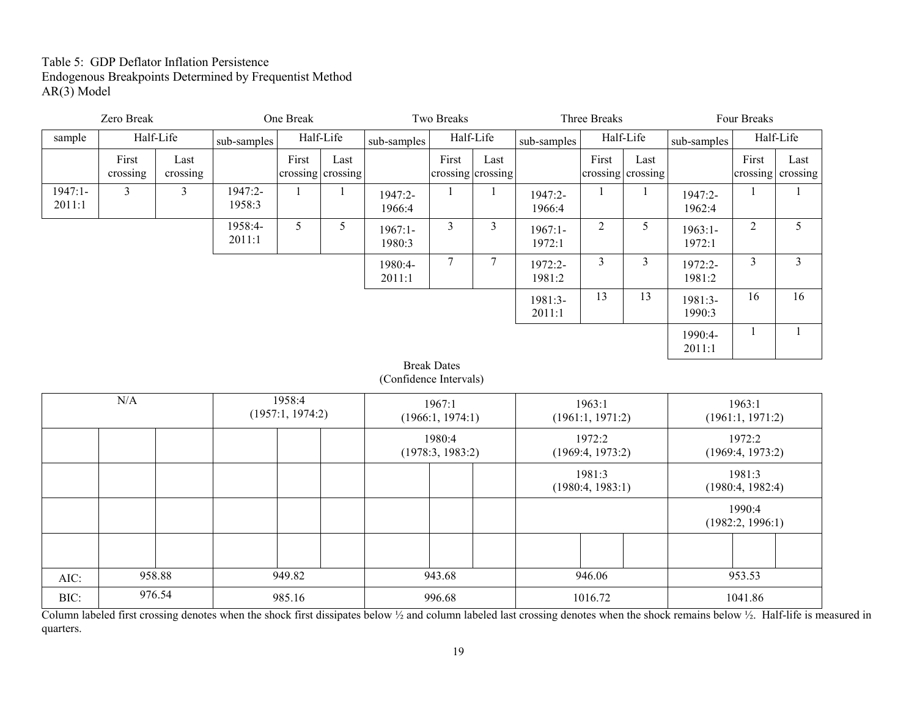Table 5: GDP Deflator Inflation Persistence
Endogenous Breakpoints Determined by Frequentist Method
AR(3) Model

| Zero Break | | | One Break | | | Two Breaks | | | Three Breaks | | | Four Breaks | | |
|---|---|---|---|---|---|---|---|---|---|---|---|---|---|---|
| sample | Half-Life | | sub-samples | Half-Life | | sub-samples | Half-Life | | sub-samples | Half-Life | | sub-samples | Half-Life | |
| | First crossing | Last crossing | | First crossing | Last crossing | | First crossing | Last crossing | | First crossing | Last crossing | | First crossing | Last crossing |
| 1947:1-2011:1 | 3 | 3 | 1947:2-1958:3 | 1 | 1 | 1947:2-1966:4 | 1 | 1 | 1947:2-1966:4 | 1 | 1 | 1947:2-1962:4 | 1 | 1 |
| | | | 1958:4-2011:1 | 5 | 5 | 1967:1-1980:3 | 3 | 3 | 1967:1-1972:1 | 2 | 5 | 1963:1-1972:1 | 2 | 5 |
| | | | | | | 1980:4-2011:1 | 7 | 7 | 1972:2-1981:2 | 3 | 3 | 1972:2-1981:2 | 3 | 3 |
| | | | | | | | | | 1981:3-2011:1 | 13 | 13 | 1981:3-1990:3 | 16 | 16 |
| | | | | | | | | | | | | 1990:4-2011:1 | 1 | 1 |

Break Dates
(Confidence Intervals)

| Zero Break | One Break | Two Breaks | Three Breaks | Four Breaks |
|---|---|---|---|---|
| N/A | 1958:4 (1957:1, 1974:2) | 1967:1 (1966:1, 1974:1) | 1963:1 (1961:1, 1971:2) | 1963:1 (1961:1, 1971:2) |
| | | 1980:4 (1978:3, 1983:2) | 1972:2 (1969:4, 1973:2) | 1972:2 (1969:4, 1973:2) |
| | | | 1981:3 (1980:4, 1983:1) | 1981:3 (1980:4, 1982:4) |
| | | | | 1990:4 (1982:2, 1996:1) |
| | | | | |
| AIC: 958.88 | 949.82 | 943.68 | 946.06 | 953.53 |
| BIC: 976.54 | 985.16 | 996.68 | 1016.72 | 1041.86 |

Column labeled first crossing denotes when the shock first dissipates below ½ and column labeled last crossing denotes when the shock remains below ½. Half-life is measured in quarters.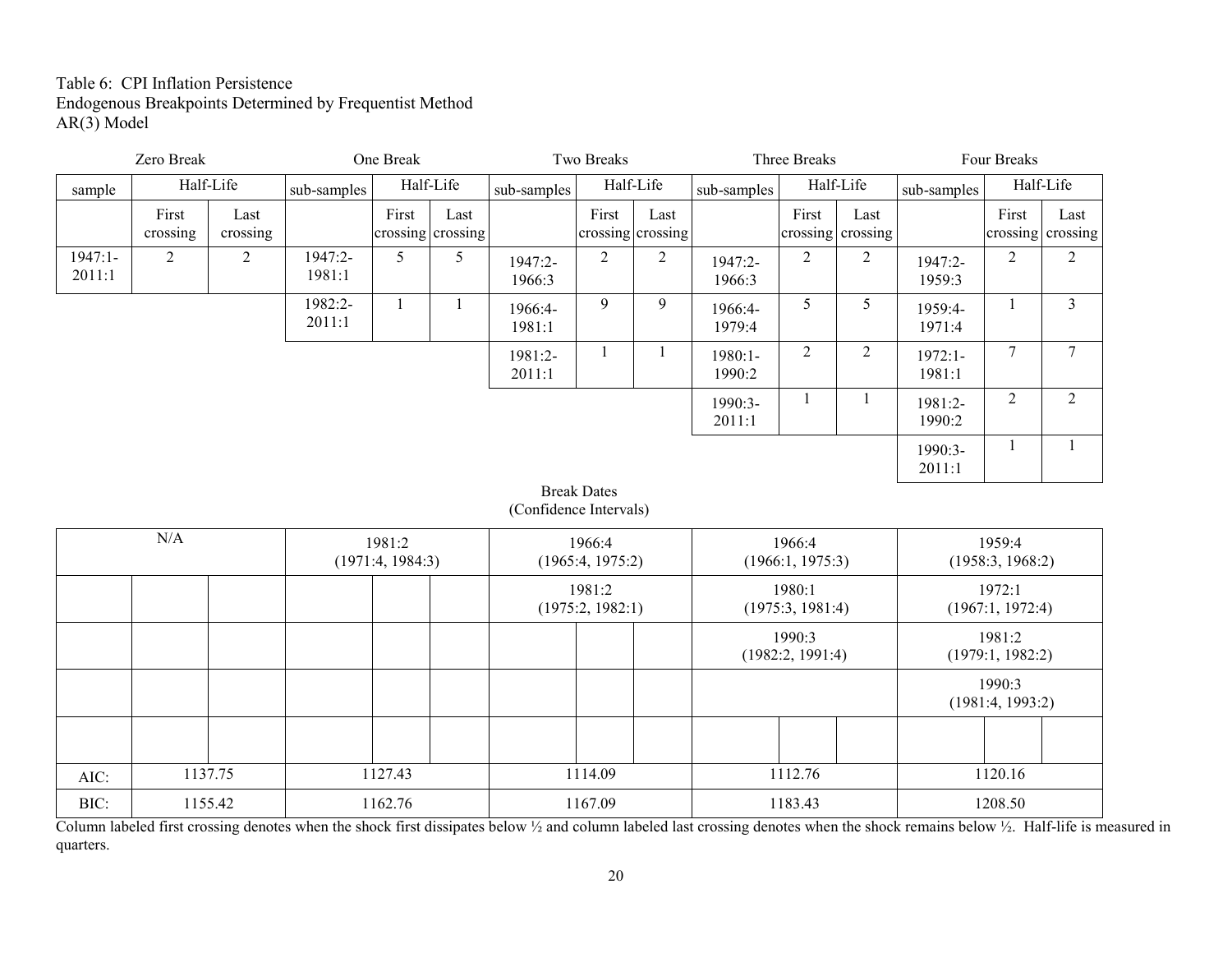Table 6: CPI Inflation Persistence
Endogenous Breakpoints Determined by Frequentist Method
AR(3) Model

| Zero Break | | | One Break | | | Two Breaks | | | Three Breaks | | | Four Breaks | | |
|---|---|---|---|---|---|---|---|---|---|---|---|---|---|---|
| sample | Half-Life | | sub-samples | Half-Life | | sub-samples | Half-Life | | sub-samples | Half-Life | | sub-samples | Half-Life | |
| | First crossing | Last crossing | | First crossing | Last crossing | | First crossing | Last crossing | | First crossing | Last crossing | | First crossing | Last crossing |
| 1947:1-2011:1 | 2 | 2 | 1947:2-1981:1 | 5 | 5 | 1947:2-1966:3 | 2 | 2 | 1947:2-1966:3 | 2 | 2 | 1947:2-1959:3 | 2 | 2 |
| | | | 1982:2-2011:1 | 1 | 1 | 1966:4-1981:1 | 9 | 9 | 1966:4-1979:4 | 5 | 5 | 1959:4-1971:4 | 1 | 3 |
| | | | | | | 1981:2-2011:1 | 1 | 1 | 1980:1-1990:2 | 2 | 2 | 1972:1-1981:1 | 7 | 7 |
| | | | | | | | | | 1990:3-2011:1 | 1 | 1 | 1981:2-1990:2 | 2 | 2 |
| | | | | | | | | | | | | 1990:3-2011:1 | 1 | 1 |

Break Dates
(Confidence Intervals)

| Zero Break | One Break | Two Breaks | Three Breaks | Four Breaks |
|---|---|---|---|---|
| N/A | 1981:2 (1971:4, 1984:3) | 1966:4 (1965:4, 1975:2) | 1966:4 (1966:1, 1975:3) | 1959:4 (1958:3, 1968:2) |
| | | 1981:2 (1975:2, 1982:1) | 1980:1 (1975:3, 1981:4) | 1972:1 (1967:1, 1972:4) |
| | | | 1990:3 (1982:2, 1991:4) | 1981:2 (1979:1, 1982:2) |
| | | | | 1990:3 (1981:4, 1993:2) |
| | | | | |
| AIC: 1137.75 | 1127.43 | 1114.09 | 1112.76 | 1120.16 |
| BIC: 1155.42 | 1162.76 | 1167.09 | 1183.43 | 1208.50 |

Column labeled first crossing denotes when the shock first dissipates below ½ and column labeled last crossing denotes when the shock remains below ½. Half-life is measured in quarters.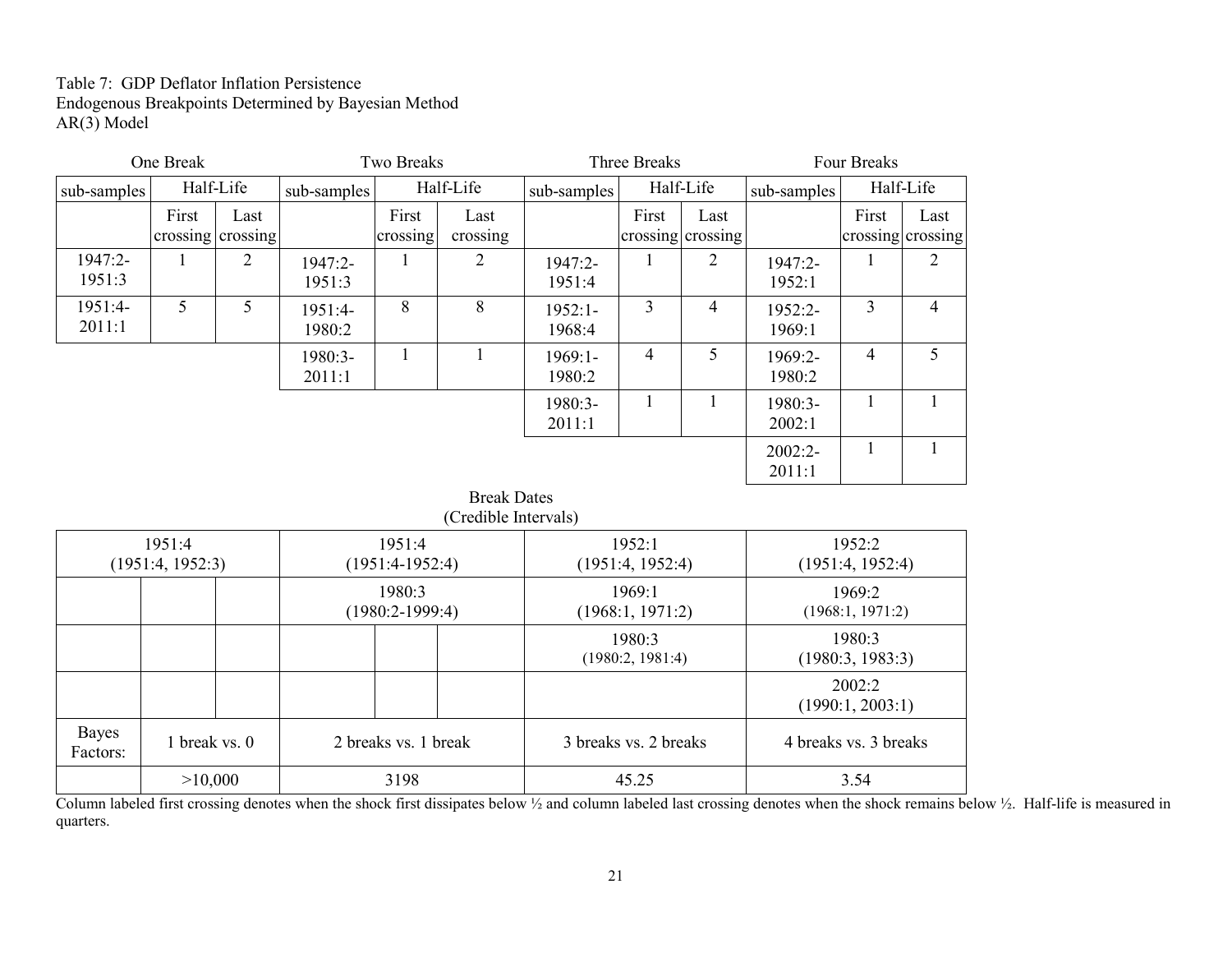Table 7: GDP Deflator Inflation Persistence
Endogenous Breakpoints Determined by Bayesian Method
AR(3) Model

| One Break | | | Two Breaks | | | Three Breaks | | | Four Breaks | | |
|---|---|---|---|---|---|---|---|---|---|---|---|
| sub-samples | Half-Life | | sub-samples | Half-Life | | sub-samples | Half-Life | | sub-samples | Half-Life | |
| | First crossing | Last crossing | | First crossing | Last crossing | | First crossing | Last crossing | | First crossing | Last crossing |
| 1947:2-1951:3 | 1 | 2 | 1947:2-1951:3 | 1 | 2 | 1947:2-1951:4 | 1 | 2 | 1947:2-1952:1 | 1 | 2 |
| 1951:4-2011:1 | 5 | 5 | 1951:4-1980:2 | 8 | 8 | 1952:1-1968:4 | 3 | 4 | 1952:2-1969:1 | 3 | 4 |
| | | | 1980:3-2011:1 | 1 | 1 | 1969:1-1980:2 | 4 | 5 | 1969:2-1980:2 | 4 | 5 |
| | | | | | | 1980:3-2011:1 | 1 | 1 | 1980:3-2002:1 | 1 | 1 |
| | | | | | | | | | 2002:2-2011:1 | 1 | 1 |

Break Dates
(Credible Intervals)

| One Break | Two Breaks | Three Breaks | Four Breaks |
|---|---|---|---|
| 1951:4 (1951:4, 1952:3) | 1951:4 (1951:4-1952:4) | 1952:1 (1951:4, 1952:4) | 1952:2 (1951:4, 1952:4) |
| | 1980:3 (1980:2-1999:4) | 1969:1 (1968:1, 1971:2) | 1969:2 (1968:1, 1971:2) |
| | | 1980:3 (1980:2, 1981:4) | 1980:3 (1980:3, 1983:3) |
| | | | 2002:2 (1990:1, 2003:1) |
| Bayes Factors: 1 break vs. 0 | 2 breaks vs. 1 break | 3 breaks vs. 2 breaks | 4 breaks vs. 3 breaks |
| >10,000 | 3198 | 45.25 | 3.54 |

Column labeled first crossing denotes when the shock first dissipates below ½ and column labeled last crossing denotes when the shock remains below ½. Half-life is measured in quarters.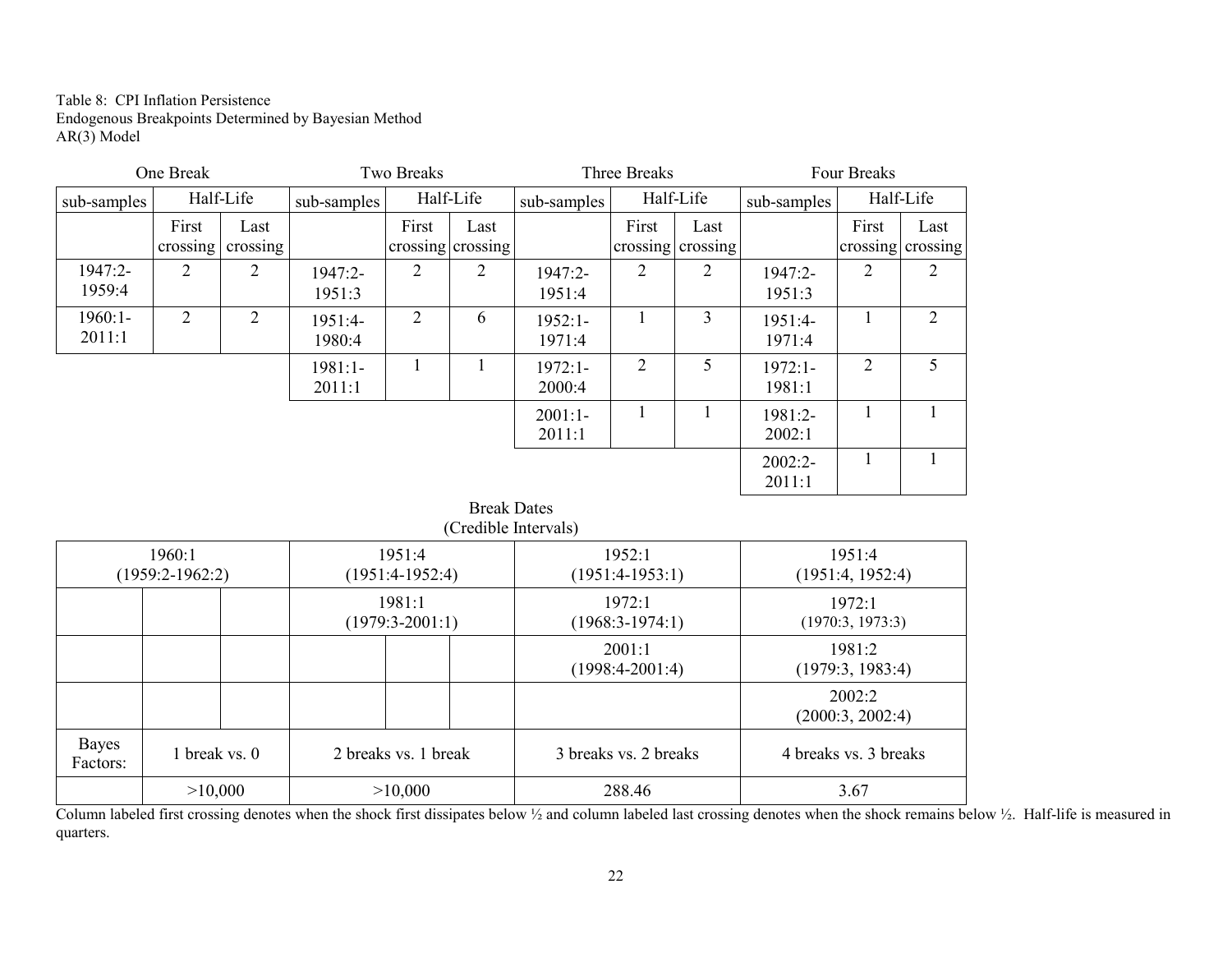Table 8: CPI Inflation Persistence
Endogenous Breakpoints Determined by Bayesian Method
AR(3) Model

| One Break | | | Two Breaks | | | Three Breaks | | | Four Breaks | | |
|---|---|---|---|---|---|---|---|---|---|---|---|
| sub-samples | Half-Life | | sub-samples | Half-Life | | sub-samples | Half-Life | | sub-samples | Half-Life | |
| | First crossing | Last crossing | | First crossing | Last crossing | | First crossing | Last crossing | | First crossing | Last crossing |
| 1947:2-1959:4 | 2 | 2 | 1947:2-1951:3 | 2 | 2 | 1947:2-1951:4 | 2 | 2 | 1947:2-1951:3 | 2 | 2 |
| 1960:1-2011:1 | 2 | 2 | 1951:4-1980:4 | 2 | 6 | 1952:1-1971:4 | 1 | 3 | 1951:4-1971:4 | 1 | 2 |
| | | | 1981:1-2011:1 | 1 | 1 | 1972:1-2000:4 | 2 | 5 | 1972:1-1981:1 | 2 | 5 |
| | | | | | | 2001:1-2011:1 | 1 | 1 | 1981:2-2002:1 | 1 | 1 |
| | | | | | | | | | 2002:2-2011:1 | 1 | 1 |

Break Dates
(Credible Intervals)

| One Break | Two Breaks | Three Breaks | Four Breaks |
|---|---|---|---|
| 1960:1 (1959:2-1962:2) | 1951:4 (1951:4-1952:4) | 1952:1 (1951:4-1953:1) | 1951:4 (1951:4, 1952:4) |
| | 1981:1 (1979:3-2001:1) | 1972:1 (1968:3-1974:1) | 1972:1 (1970:3, 1973:3) |
| | | 2001:1 (1998:4-2001:4) | 1981:2 (1979:3, 1983:4) |
| | | | 2002:2 (2000:3, 2002:4) |
| Bayes Factors: 1 break vs. 0 | 2 breaks vs. 1 break | 3 breaks vs. 2 breaks | 4 breaks vs. 3 breaks |
| >10,000 | >10,000 | 288.46 | 3.67 |

Column labeled first crossing denotes when the shock first dissipates below ½ and column labeled last crossing denotes when the shock remains below ½. Half-life is measured in quarters.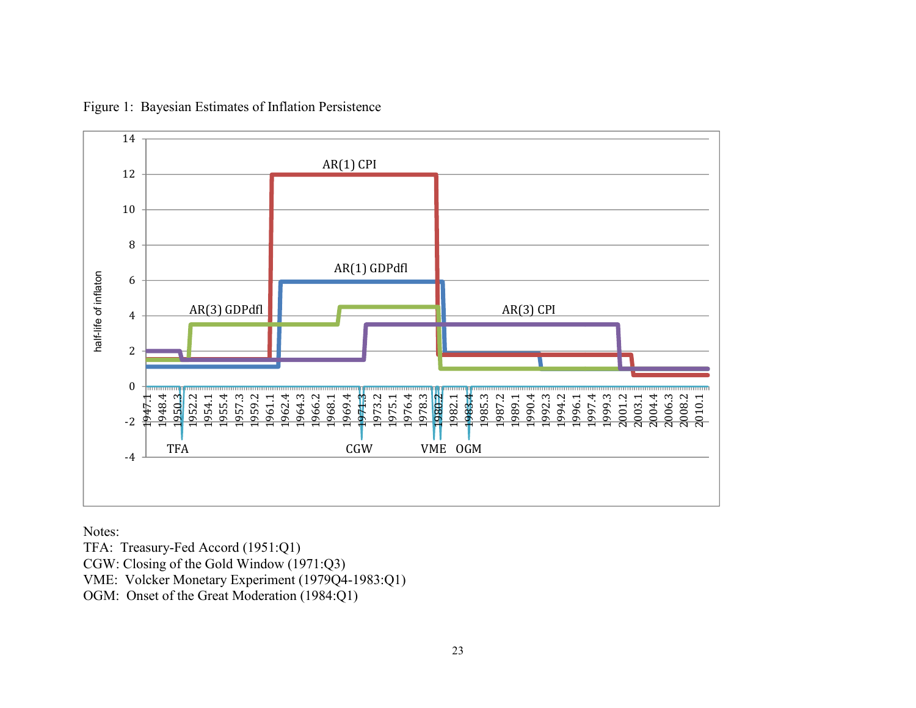Figure 1: Bayesian Estimates of Inflation Persistence

half-life of inflaton

14
12
10
8
6
4
2
0
-2
-4

AR(1) CPI
AR(1) GDPdfl
AR(3) GDPdfl
AR(3) CPI

1947.1
1948.4
1950.3
1952.2
1954.1
1955.4
1957.3
1959.2
1961.1
1962.4
1964.3
1966.2
1968.1
1969.4
1971.3
1973.2
1975.1
1976.4
1978.3
1980.2
1982.1
1983.4
1985.3
1987.2
1989.1
1990.4
1992.3
1994.2
1996.1
1997.4
1999.3
2001.2
2003.1
2004.4
2006.3
2008.2
2010.1

TFA
CGW
VME
OGM

Notes:
TFA: Treasury-Fed Accord (1951:Q1)
CGW: Closing of the Gold Window (1971:Q3)
VME: Volcker Monetary Experiment (1979Q4-1983:Q1)
OGM: Onset of the Great Moderation (1984:Q1)